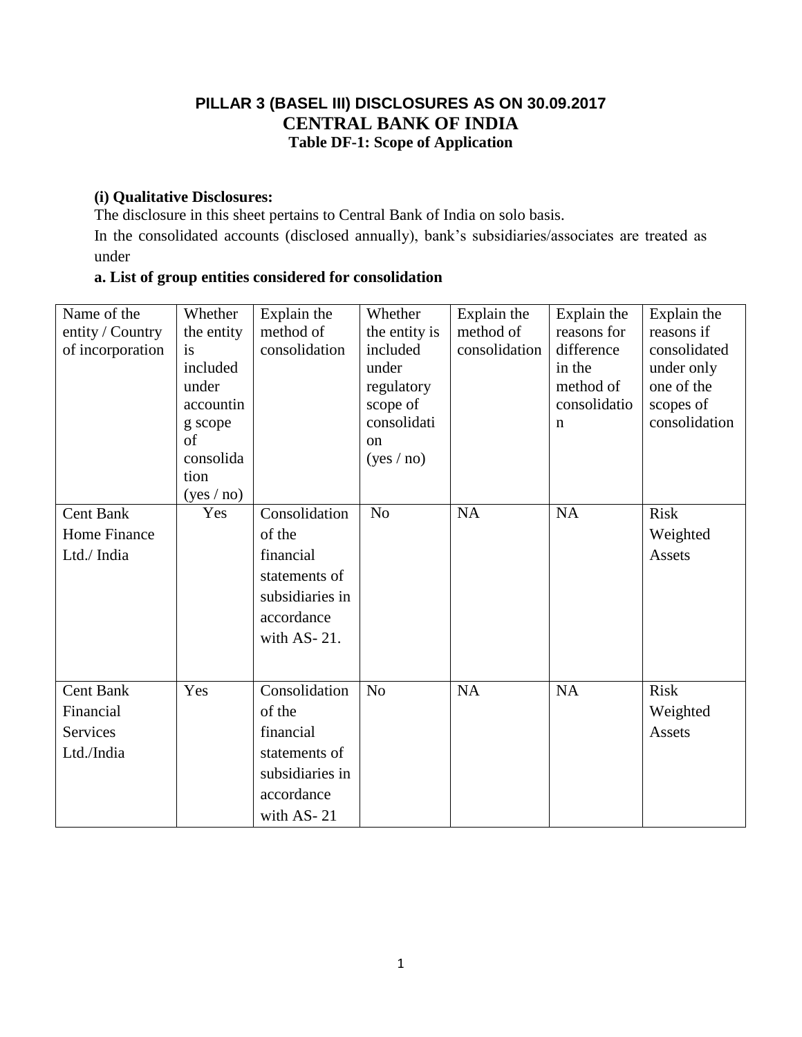# PILLAR 3 (BASEL III) DISCLOSURES AS ON 30.09.2017

## CENTRAL BANK OF INDIA

### Table DF-1: Scope of Application

**(i) Qualitative Disclosures:**

The disclosure in this sheet pertains to Central Bank of India on solo basis.

In the consolidated accounts (disclosed annually), bank's subsidiaries/associates are treated as under

**a. List of group entities considered for consolidation**

| Name of the entity / Country of incorporation | Whether the entity is included under accounting scope of consolidation (yes / no) | Explain the method of consolidation | Whether the entity is included under regulatory scope of consolidation (yes / no) | Explain the method of consolidation | Explain the reasons for difference in the method of consolidation | Explain the reasons if consolidated under only one of the scopes of consolidation |
|---|---|---|---|---|---|---|
| Cent Bank Home Finance Ltd./ India | Yes | Consolidation of the financial statements of subsidiaries in accordance with AS- 21. | No | NA | NA | Risk Weighted Assets |
| Cent Bank Financial Services Ltd./India | Yes | Consolidation of the financial statements of subsidiaries in accordance with AS- 21 | No | NA | NA | Risk Weighted Assets |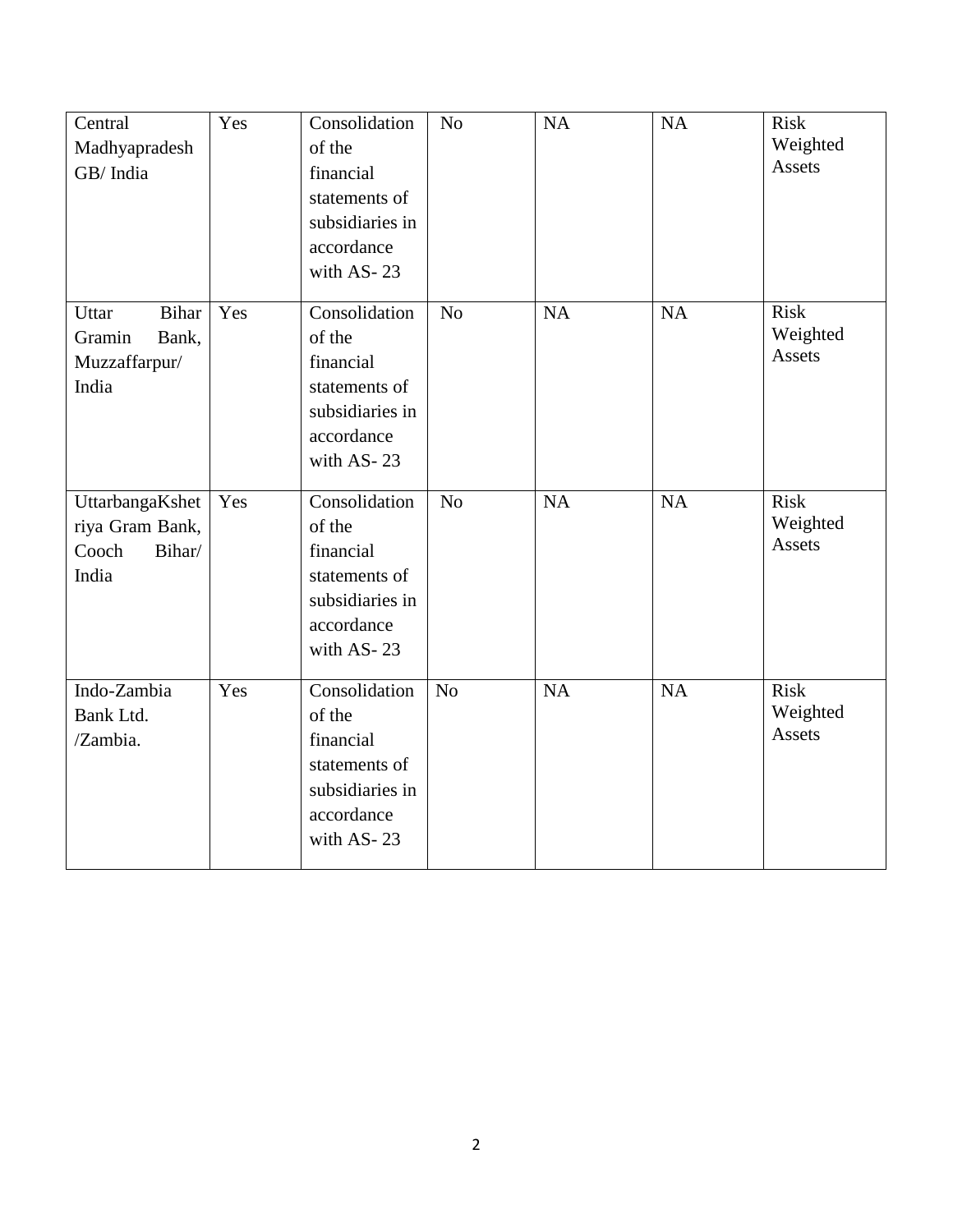| | | | | | | |
|---|---|---|---|---|---|---|
| Central Madhyapradesh GB/ India | Yes | Consolidation of the financial statements of subsidiaries in accordance with AS- 23 | No | NA | NA | Risk Weighted Assets |
| Uttar Bihar Gramin Bank, Muzzaffarpur/ India | Yes | Consolidation of the financial statements of subsidiaries in accordance with AS- 23 | No | NA | NA | Risk Weighted Assets |
| UttarbangaKshetriya Gram Bank, Cooch Bihar/ India | Yes | Consolidation of the financial statements of subsidiaries in accordance with AS- 23 | No | NA | NA | Risk Weighted Assets |
| Indo-Zambia Bank Ltd. /Zambia. | Yes | Consolidation of the financial statements of subsidiaries in accordance with AS- 23 | No | NA | NA | Risk Weighted Assets |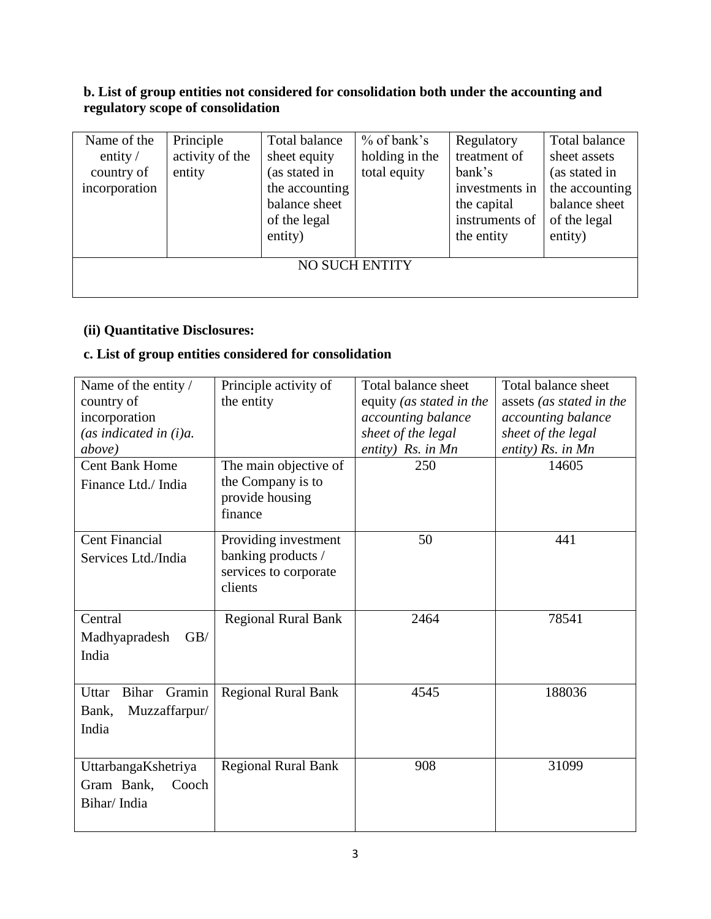**b. List of group entities not considered for consolidation both under the accounting and regulatory scope of consolidation**

| Name of the entity / country of incorporation | Principle activity of the entity | Total balance sheet equity (as stated in the accounting balance sheet of the legal entity) | % of bank's holding in the total equity | Regulatory treatment of bank's investments in the capital instruments of the entity | Total balance sheet assets (as stated in the accounting balance sheet of the legal entity) |
|---|---|---|---|---|---|
| NO SUCH ENTITY | | | | | |

**(ii) Quantitative Disclosures:**

**c. List of group entities considered for consolidation**

| Name of the entity / country of incorporation *(as indicated in (i)a. above)* | Principle activity of the entity | Total balance sheet equity *(as stated in the accounting balance sheet of the legal entity)* Rs. in Mn | Total balance sheet assets *(as stated in the accounting balance sheet of the legal entity)* Rs. in Mn |
|---|---|---|---|
| Cent Bank Home Finance Ltd./ India | The main objective of the Company is to provide housing finance | 250 | 14605 |
| Cent Financial Services Ltd./India | Providing investment banking products / services to corporate clients | 50 | 441 |
| Central Madhyapradesh GB/ India | Regional Rural Bank | 2464 | 78541 |
| Uttar Bihar Gramin Bank, Muzzaffarpur/ India | Regional Rural Bank | 4545 | 188036 |
| UttarbangaKshetriya Gram Bank, Cooch Bihar/ India | Regional Rural Bank | 908 | 31099 |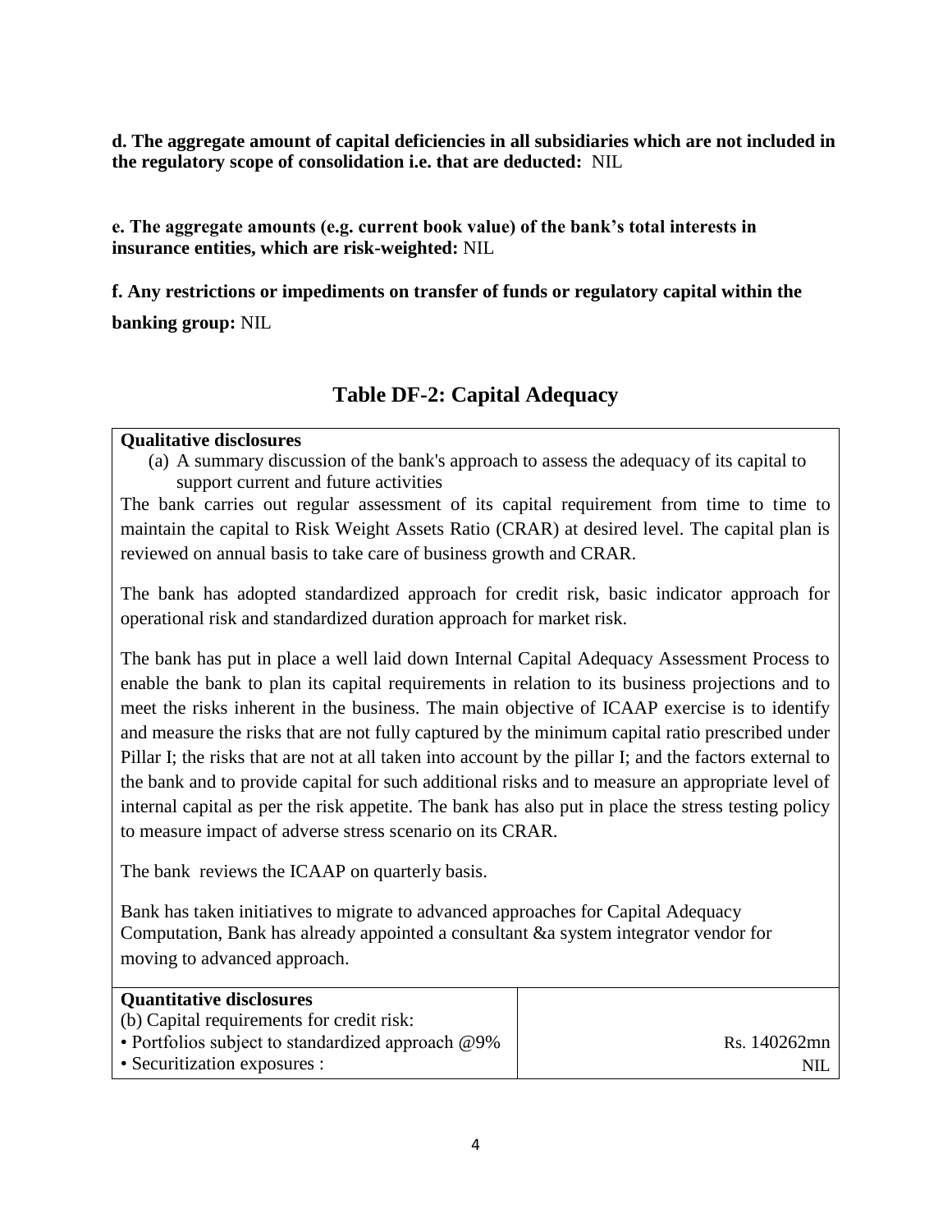**d. The aggregate amount of capital deficiencies in all subsidiaries which are not included in the regulatory scope of consolidation i.e. that are deducted:** NIL

**e. The aggregate amounts (e.g. current book value) of the bank's total interests in insurance entities, which are risk-weighted:** NIL

**f. Any restrictions or impediments on transfer of funds or regulatory capital within the banking group:** NIL

## Table DF-2: Capital Adequacy

**Qualitative disclosures**

(a) A summary discussion of the bank's approach to assess the adequacy of its capital to support current and future activities

The bank carries out regular assessment of its capital requirement from time to time to maintain the capital to Risk Weight Assets Ratio (CRAR) at desired level. The capital plan is reviewed on annual basis to take care of business growth and CRAR.

The bank has adopted standardized approach for credit risk, basic indicator approach for operational risk and standardized duration approach for market risk.

The bank has put in place a well laid down Internal Capital Adequacy Assessment Process to enable the bank to plan its capital requirements in relation to its business projections and to meet the risks inherent in the business. The main objective of ICAAP exercise is to identify and measure the risks that are not fully captured by the minimum capital ratio prescribed under Pillar I; the risks that are not at all taken into account by the pillar I; and the factors external to the bank and to provide capital for such additional risks and to measure an appropriate level of internal capital as per the risk appetite. The bank has also put in place the stress testing policy to measure impact of adverse stress scenario on its CRAR.

The bank reviews the ICAAP on quarterly basis.

Bank has taken initiatives to migrate to advanced approaches for Capital Adequacy Computation, Bank has already appointed a consultant &a system integrator vendor for moving to advanced approach.

| **Quantitative disclosures** | |
|---|---|
| (b) Capital requirements for credit risk: | |
| • Portfolios subject to standardized approach @9% | Rs. 140262mn |
| • Securitization exposures : | NIL |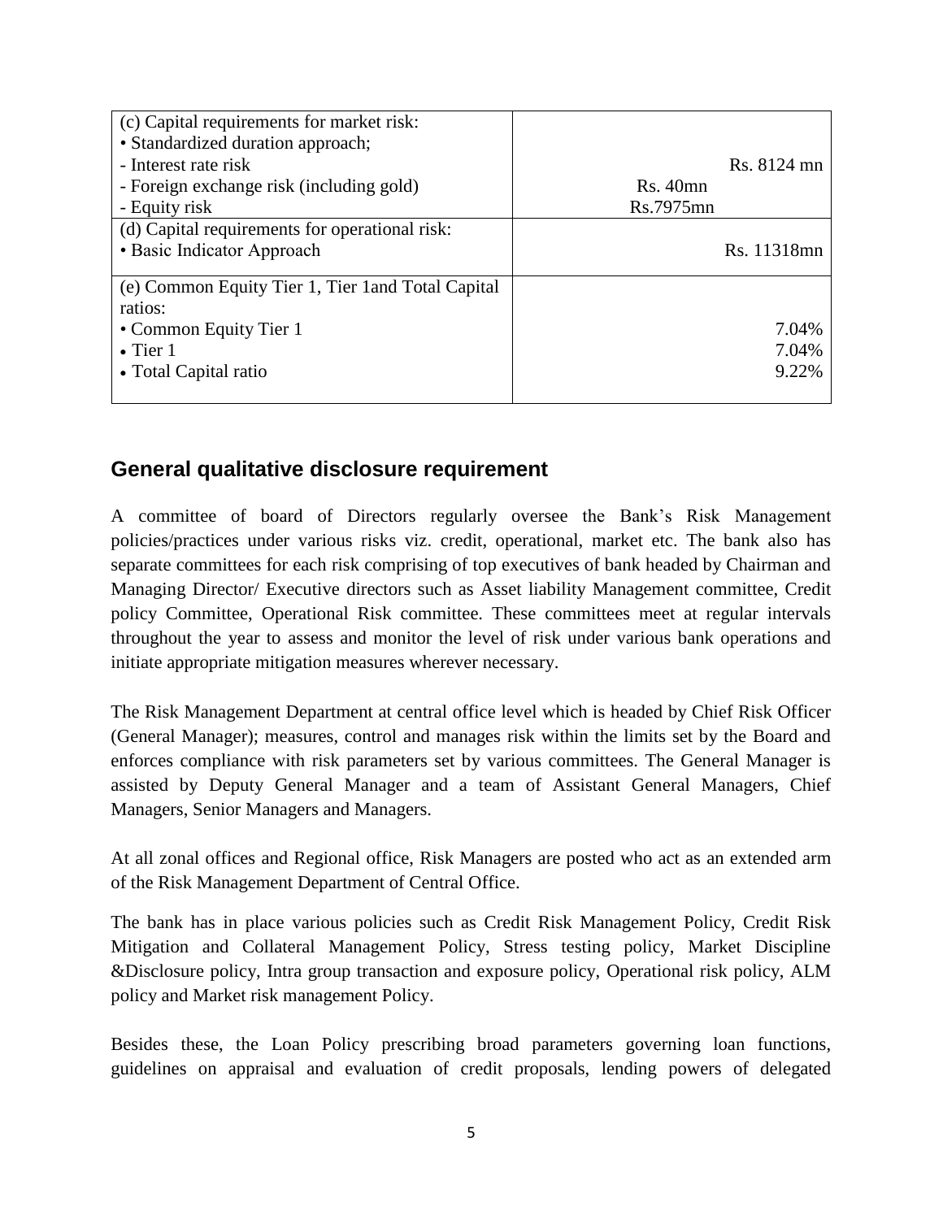| | |
|---|---|
| (c) Capital requirements for market risk:<br>• Standardized duration approach;<br>- Interest rate risk<br>- Foreign exchange risk (including gold)<br>- Equity risk | <br><br>Rs. 8124 mn<br>Rs. 40mn<br>Rs.7975mn |
| (d) Capital requirements for operational risk:<br>• Basic Indicator Approach | <br>Rs. 11318mn |
| (e) Common Equity Tier 1, Tier 1and Total Capital ratios:<br>• Common Equity Tier 1<br>• Tier 1<br>• Total Capital ratio | <br><br>7.04%<br>7.04%<br>9.22% |

## General qualitative disclosure requirement

A committee of board of Directors regularly oversee the Bank's Risk Management policies/practices under various risks viz. credit, operational, market etc. The bank also has separate committees for each risk comprising of top executives of bank headed by Chairman and Managing Director/ Executive directors such as Asset liability Management committee, Credit policy Committee, Operational Risk committee. These committees meet at regular intervals throughout the year to assess and monitor the level of risk under various bank operations and initiate appropriate mitigation measures wherever necessary.

The Risk Management Department at central office level which is headed by Chief Risk Officer (General Manager); measures, control and manages risk within the limits set by the Board and enforces compliance with risk parameters set by various committees. The General Manager is assisted by Deputy General Manager and a team of Assistant General Managers, Chief Managers, Senior Managers and Managers.

At all zonal offices and Regional office, Risk Managers are posted who act as an extended arm of the Risk Management Department of Central Office.

The bank has in place various policies such as Credit Risk Management Policy, Credit Risk Mitigation and Collateral Management Policy, Stress testing policy, Market Discipline &Disclosure policy, Intra group transaction and exposure policy, Operational risk policy, ALM policy and Market risk management Policy.

Besides these, the Loan Policy prescribing broad parameters governing loan functions, guidelines on appraisal and evaluation of credit proposals, lending powers of delegated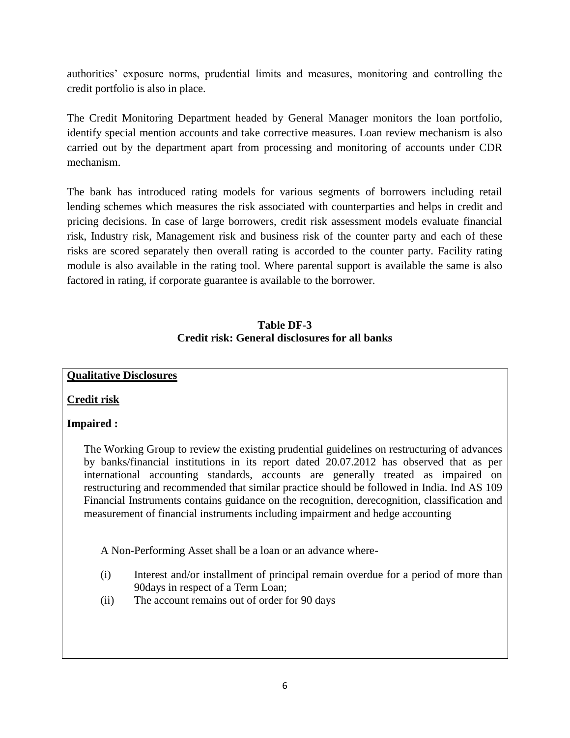authorities' exposure norms, prudential limits and measures, monitoring and controlling the credit portfolio is also in place.

The Credit Monitoring Department headed by General Manager monitors the loan portfolio, identify special mention accounts and take corrective measures. Loan review mechanism is also carried out by the department apart from processing and monitoring of accounts under CDR mechanism.

The bank has introduced rating models for various segments of borrowers including retail lending schemes which measures the risk associated with counterparties and helps in credit and pricing decisions. In case of large borrowers, credit risk assessment models evaluate financial risk, Industry risk, Management risk and business risk of the counter party and each of these risks are scored separately then overall rating is accorded to the counter party. Facility rating module is also available in the rating tool. Where parental support is available the same is also factored in rating, if corporate guarantee is available to the borrower.

## Table DF-3
## Credit risk: General disclosures for all banks

**Qualitative Disclosures**

**Credit risk**

**Impaired :**

The Working Group to review the existing prudential guidelines on restructuring of advances by banks/financial institutions in its report dated 20.07.2012 has observed that as per international accounting standards, accounts are generally treated as impaired on restructuring and recommended that similar practice should be followed in India. Ind AS 109 Financial Instruments contains guidance on the recognition, derecognition, classification and measurement of financial instruments including impairment and hedge accounting

A Non-Performing Asset shall be a loan or an advance where-

(i) Interest and/or installment of principal remain overdue for a period of more than 90days in respect of a Term Loan;

(ii) The account remains out of order for 90 days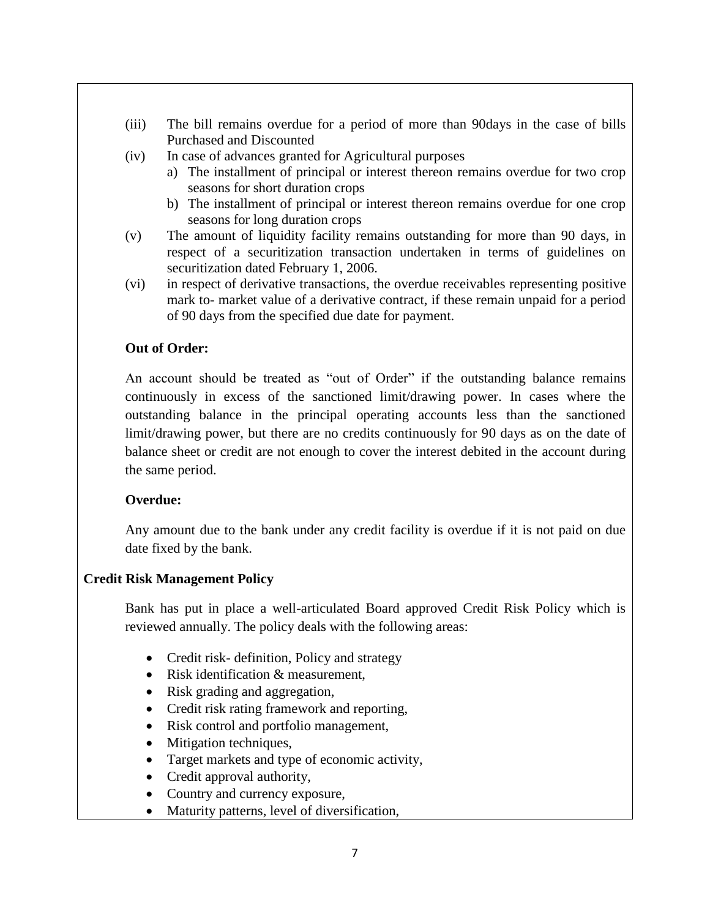(iii) The bill remains overdue for a period of more than 90days in the case of bills Purchased and Discounted

(iv) In case of advances granted for Agricultural purposes

a) The installment of principal or interest thereon remains overdue for two crop seasons for short duration crops

b) The installment of principal or interest thereon remains overdue for one crop seasons for long duration crops

(v) The amount of liquidity facility remains outstanding for more than 90 days, in respect of a securitization transaction undertaken in terms of guidelines on securitization dated February 1, 2006.

(vi) in respect of derivative transactions, the overdue receivables representing positive mark to- market value of a derivative contract, if these remain unpaid for a period of 90 days from the specified due date for payment.

**Out of Order:**

An account should be treated as “out of Order” if the outstanding balance remains continuously in excess of the sanctioned limit/drawing power. In cases where the outstanding balance in the principal operating accounts less than the sanctioned limit/drawing power, but there are no credits continuously for 90 days as on the date of balance sheet or credit are not enough to cover the interest debited in the account during the same period.

**Overdue:**

Any amount due to the bank under any credit facility is overdue if it is not paid on due date fixed by the bank.

**Credit Risk Management Policy**

Bank has put in place a well-articulated Board approved Credit Risk Policy which is reviewed annually. The policy deals with the following areas:

- Credit risk- definition, Policy and strategy
- Risk identification & measurement,
- Risk grading and aggregation,
- Credit risk rating framework and reporting,
- Risk control and portfolio management,
- Mitigation techniques,
- Target markets and type of economic activity,
- Credit approval authority,
- Country and currency exposure,
- Maturity patterns, level of diversification,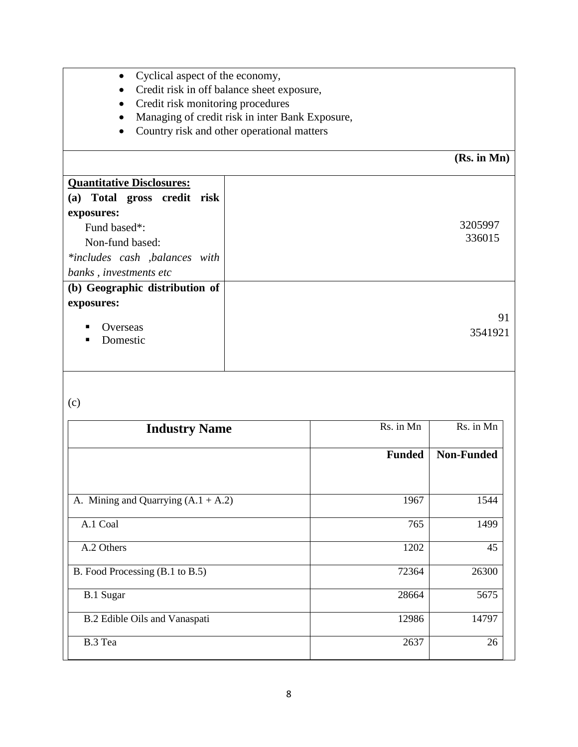- Cyclical aspect of the economy,
- Credit risk in off balance sheet exposure,
- Credit risk monitoring procedures
- Managing of credit risk in inter Bank Exposure,
- Country risk and other operational matters

**(Rs. in Mn)**

| **Quantitative Disclosures:** | |
|---|---|
| **(a) Total gross credit risk exposures:** | |
| Fund based*: | 3205997 |
| Non-fund based: | 336015 |
| *includes cash ,balances with banks , investments etc* | |
| **(b) Geographic distribution of exposures:** | |
| ▪ Overseas | 91 |
| ▪ Domestic | 3541921 |

(c)

| **Industry Name** | Rs. in Mn | Rs. in Mn |
|---|---|---|
| | **Funded** | **Non-Funded** |
| A. Mining and Quarrying (A.1 + A.2) | 1967 | 1544 |
| A.1 Coal | 765 | 1499 |
| A.2 Others | 1202 | 45 |
| B. Food Processing (B.1 to B.5) | 72364 | 26300 |
| B.1 Sugar | 28664 | 5675 |
| B.2 Edible Oils and Vanaspati | 12986 | 14797 |
| B.3 Tea | 2637 | 26 |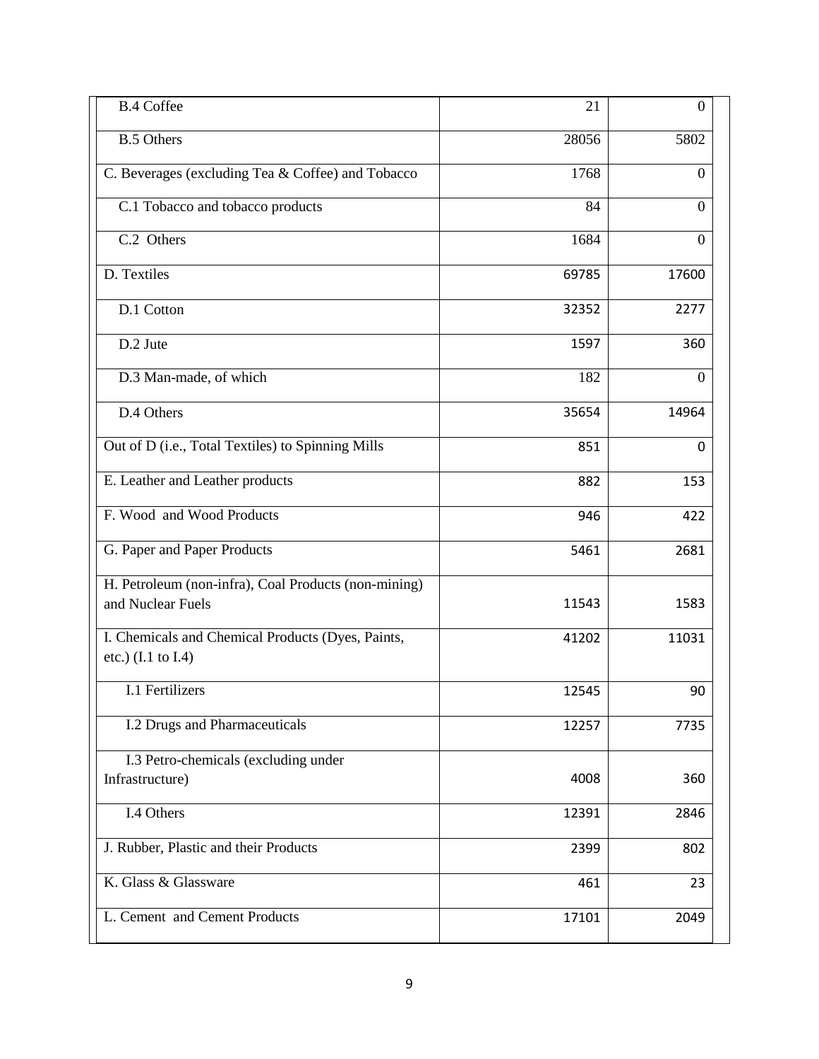| | | |
|---|---|---|
| B.4 Coffee | 21 | 0 |
| B.5 Others | 28056 | 5802 |
| C. Beverages (excluding Tea & Coffee) and Tobacco | 1768 | 0 |
| C.1 Tobacco and tobacco products | 84 | 0 |
| C.2 Others | 1684 | 0 |
| D. Textiles | 69785 | 17600 |
| D.1 Cotton | 32352 | 2277 |
| D.2 Jute | 1597 | 360 |
| D.3 Man-made, of which | 182 | 0 |
| D.4 Others | 35654 | 14964 |
| Out of D (i.e., Total Textiles) to Spinning Mills | 851 | 0 |
| E. Leather and Leather products | 882 | 153 |
| F. Wood and Wood Products | 946 | 422 |
| G. Paper and Paper Products | 5461 | 2681 |
| H. Petroleum (non-infra), Coal Products (non-mining) and Nuclear Fuels | 11543 | 1583 |
| I. Chemicals and Chemical Products (Dyes, Paints, etc.) (I.1 to I.4) | 41202 | 11031 |
| I.1 Fertilizers | 12545 | 90 |
| I.2 Drugs and Pharmaceuticals | 12257 | 7735 |
| I.3 Petro-chemicals (excluding under Infrastructure) | 4008 | 360 |
| I.4 Others | 12391 | 2846 |
| J. Rubber, Plastic and their Products | 2399 | 802 |
| K. Glass & Glassware | 461 | 23 |
| L. Cement and Cement Products | 17101 | 2049 |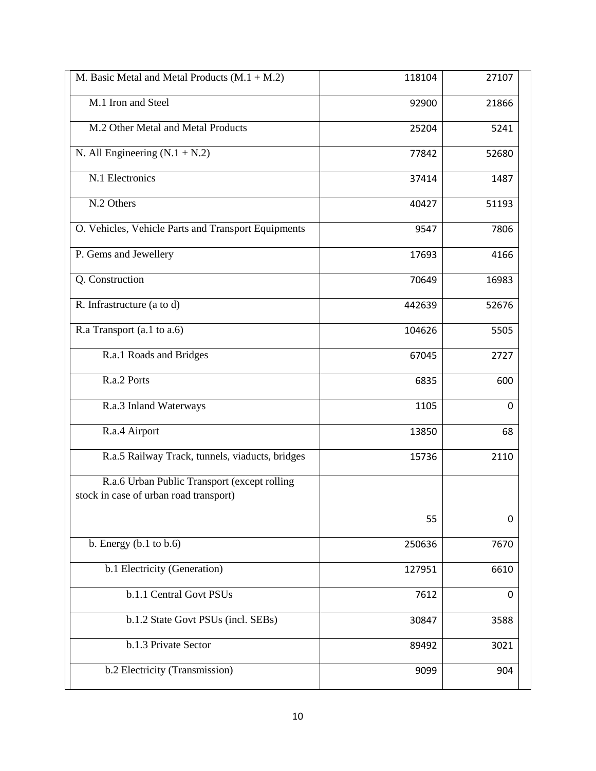| | | |
|---|---|---|
| M. Basic Metal and Metal Products (M.1 + M.2) | 118104 | 27107 |
| M.1 Iron and Steel | 92900 | 21866 |
| M.2 Other Metal and Metal Products | 25204 | 5241 |
| N. All Engineering (N.1 + N.2) | 77842 | 52680 |
| N.1 Electronics | 37414 | 1487 |
| N.2 Others | 40427 | 51193 |
| O. Vehicles, Vehicle Parts and Transport Equipments | 9547 | 7806 |
| P. Gems and Jewellery | 17693 | 4166 |
| Q. Construction | 70649 | 16983 |
| R. Infrastructure (a to d) | 442639 | 52676 |
| R.a Transport (a.1 to a.6) | 104626 | 5505 |
| R.a.1 Roads and Bridges | 67045 | 2727 |
| R.a.2 Ports | 6835 | 600 |
| R.a.3 Inland Waterways | 1105 | 0 |
| R.a.4 Airport | 13850 | 68 |
| R.a.5 Railway Track, tunnels, viaducts, bridges | 15736 | 2110 |
| R.a.6 Urban Public Transport (except rolling stock in case of urban road transport) | 55 | 0 |
| b. Energy (b.1 to b.6) | 250636 | 7670 |
| b.1 Electricity (Generation) | 127951 | 6610 |
| b.1.1 Central Govt PSUs | 7612 | 0 |
| b.1.2 State Govt PSUs (incl. SEBs) | 30847 | 3588 |
| b.1.3 Private Sector | 89492 | 3021 |
| b.2 Electricity (Transmission) | 9099 | 904 |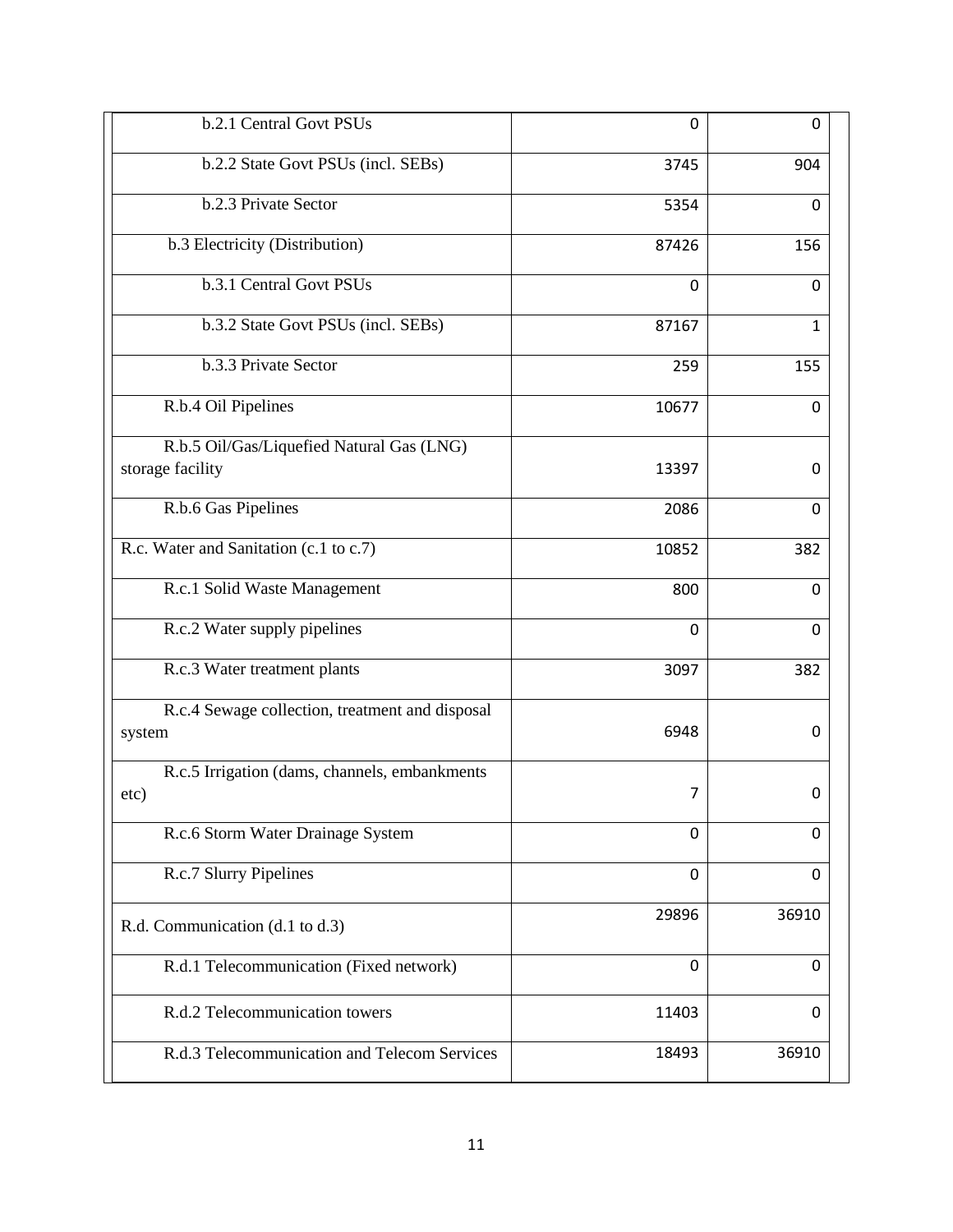| | | |
|---|---|---|
| b.2.1 Central Govt PSUs | 0 | 0 |
| b.2.2 State Govt PSUs (incl. SEBs) | 3745 | 904 |
| b.2.3 Private Sector | 5354 | 0 |
| b.3 Electricity (Distribution) | 87426 | 156 |
| b.3.1 Central Govt PSUs | 0 | 0 |
| b.3.2 State Govt PSUs (incl. SEBs) | 87167 | 1 |
| b.3.3 Private Sector | 259 | 155 |
| R.b.4 Oil Pipelines | 10677 | 0 |
| R.b.5 Oil/Gas/Liquefied Natural Gas (LNG) storage facility | 13397 | 0 |
| R.b.6 Gas Pipelines | 2086 | 0 |
| R.c. Water and Sanitation (c.1 to c.7) | 10852 | 382 |
| R.c.1 Solid Waste Management | 800 | 0 |
| R.c.2 Water supply pipelines | 0 | 0 |
| R.c.3 Water treatment plants | 3097 | 382 |
| R.c.4 Sewage collection, treatment and disposal system | 6948 | 0 |
| R.c.5 Irrigation (dams, channels, embankments etc) | 7 | 0 |
| R.c.6 Storm Water Drainage System | 0 | 0 |
| R.c.7 Slurry Pipelines | 0 | 0 |
| R.d. Communication (d.1 to d.3) | 29896 | 36910 |
| R.d.1 Telecommunication (Fixed network) | 0 | 0 |
| R.d.2 Telecommunication towers | 11403 | 0 |
| R.d.3 Telecommunication and Telecom Services | 18493 | 36910 |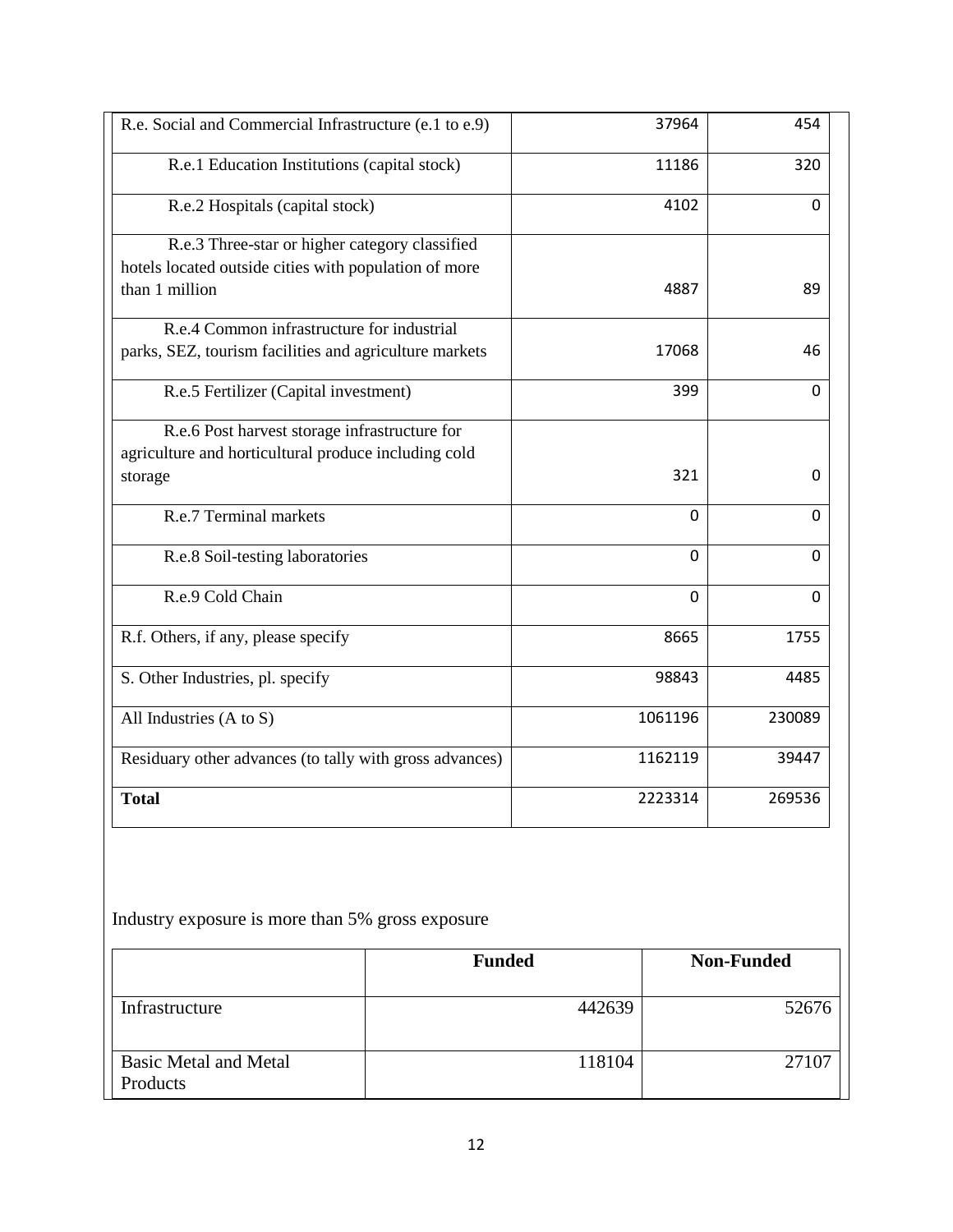| | | |
|---|---|---|
| R.e. Social and Commercial Infrastructure (e.1 to e.9) | 37964 | 454 |
| R.e.1 Education Institutions (capital stock) | 11186 | 320 |
| R.e.2 Hospitals (capital stock) | 4102 | 0 |
| R.e.3 Three-star or higher category classified hotels located outside cities with population of more than 1 million | 4887 | 89 |
| R.e.4 Common infrastructure for industrial parks, SEZ, tourism facilities and agriculture markets | 17068 | 46 |
| R.e.5 Fertilizer (Capital investment) | 399 | 0 |
| R.e.6 Post harvest storage infrastructure for agriculture and horticultural produce including cold storage | 321 | 0 |
| R.e.7 Terminal markets | 0 | 0 |
| R.e.8 Soil-testing laboratories | 0 | 0 |
| R.e.9 Cold Chain | 0 | 0 |
| R.f. Others, if any, please specify | 8665 | 1755 |
| S. Other Industries, pl. specify | 98843 | 4485 |
| All Industries (A to S) | 1061196 | 230089 |
| Residuary other advances (to tally with gross advances) | 1162119 | 39447 |
| **Total** | 2223314 | 269536 |

Industry exposure is more than 5% gross exposure

| | **Funded** | **Non-Funded** |
|---|---|---|
| Infrastructure | 442639 | 52676 |
| Basic Metal and Metal Products | 118104 | 27107 |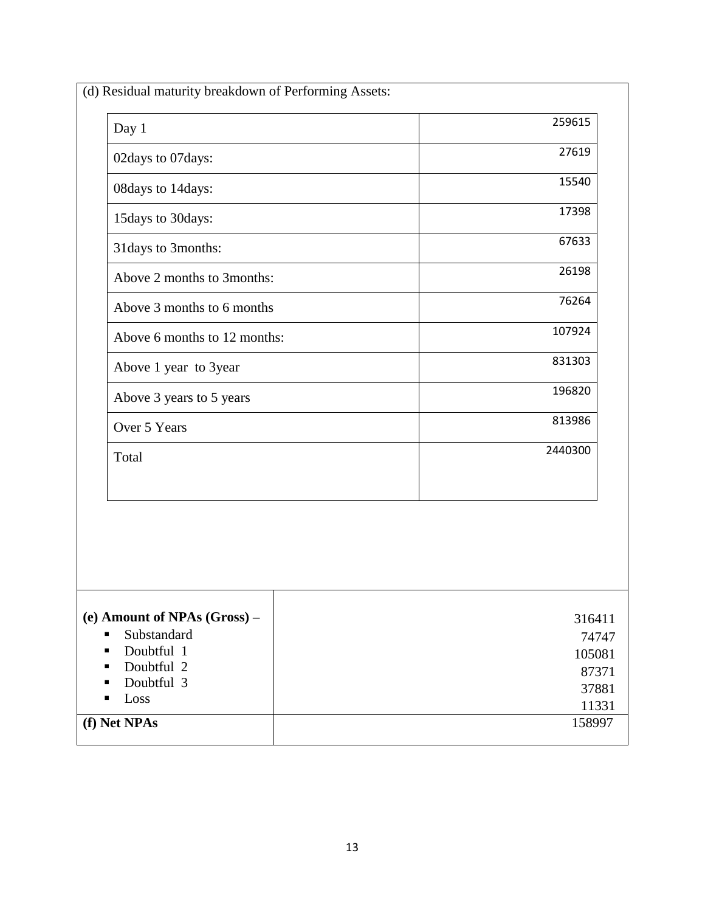(d) Residual maturity breakdown of Performing Assets:

| | |
|---|---|
| Day 1 | 259615 |
| 02days to 07days: | 27619 |
| 08days to 14days: | 15540 |
| 15days to 30days: | 17398 |
| 31days to 3months: | 67633 |
| Above 2 months to 3months: | 26198 |
| Above 3 months to 6 months | 76264 |
| Above 6 months to 12 months: | 107924 |
| Above 1 year to 3year | 831303 |
| Above 3 years to 5 years | 196820 |
| Over 5 Years | 813986 |
| Total | 2440300 |

| | |
|---|---|
| **(e) Amount of NPAs (Gross) –** | 316411 |
| ▪ Substandard | 74747 |
| ▪ Doubtful 1 | 105081 |
| ▪ Doubtful 2 | 87371 |
| ▪ Doubtful 3 | 37881 |
| ▪ Loss | 11331 |
| **(f) Net NPAs** | 158997 |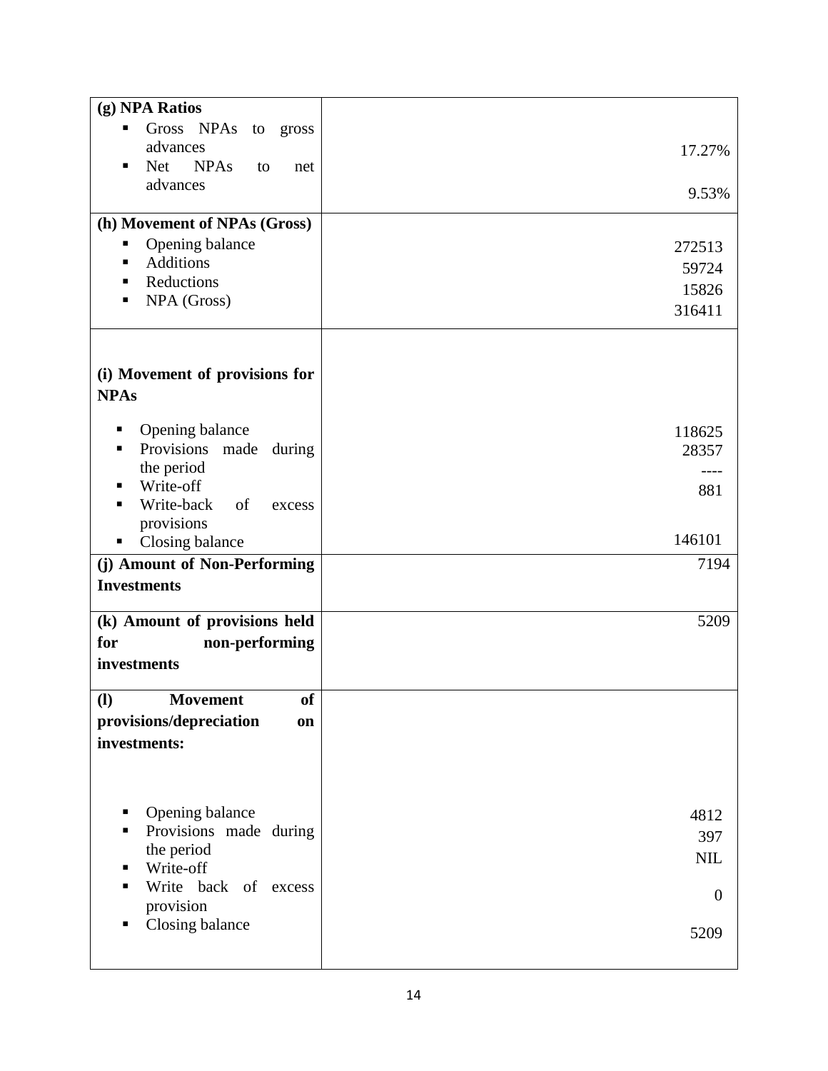| | |
|---|---|
| **(g) NPA Ratios**<br>▪ Gross NPAs to gross advances<br>▪ Net NPAs to net advances | <br>17.27%<br>9.53% |
| **(h) Movement of NPAs (Gross)**<br>▪ Opening balance<br>▪ Additions<br>▪ Reductions<br>▪ NPA (Gross) | <br>272513<br>59724<br>15826<br>316411 |
| **(i) Movement of provisions for NPAs**<br>▪ Opening balance<br>▪ Provisions made during the period<br>▪ Write-off<br>▪ Write-back of excess provisions<br>▪ Closing balance | <br>118625<br>28357<br>----<br>881<br>146101 |
| **(j) Amount of Non-Performing Investments** | 7194 |
| **(k) Amount of provisions held for non-performing investments** | 5209 |
| **(l) Movement of provisions/depreciation on investments:**<br>▪ Opening balance<br>▪ Provisions made during the period<br>▪ Write-off<br>▪ Write back of excess provision<br>▪ Closing balance | <br>4812<br>397<br>NIL<br>0<br>5209 |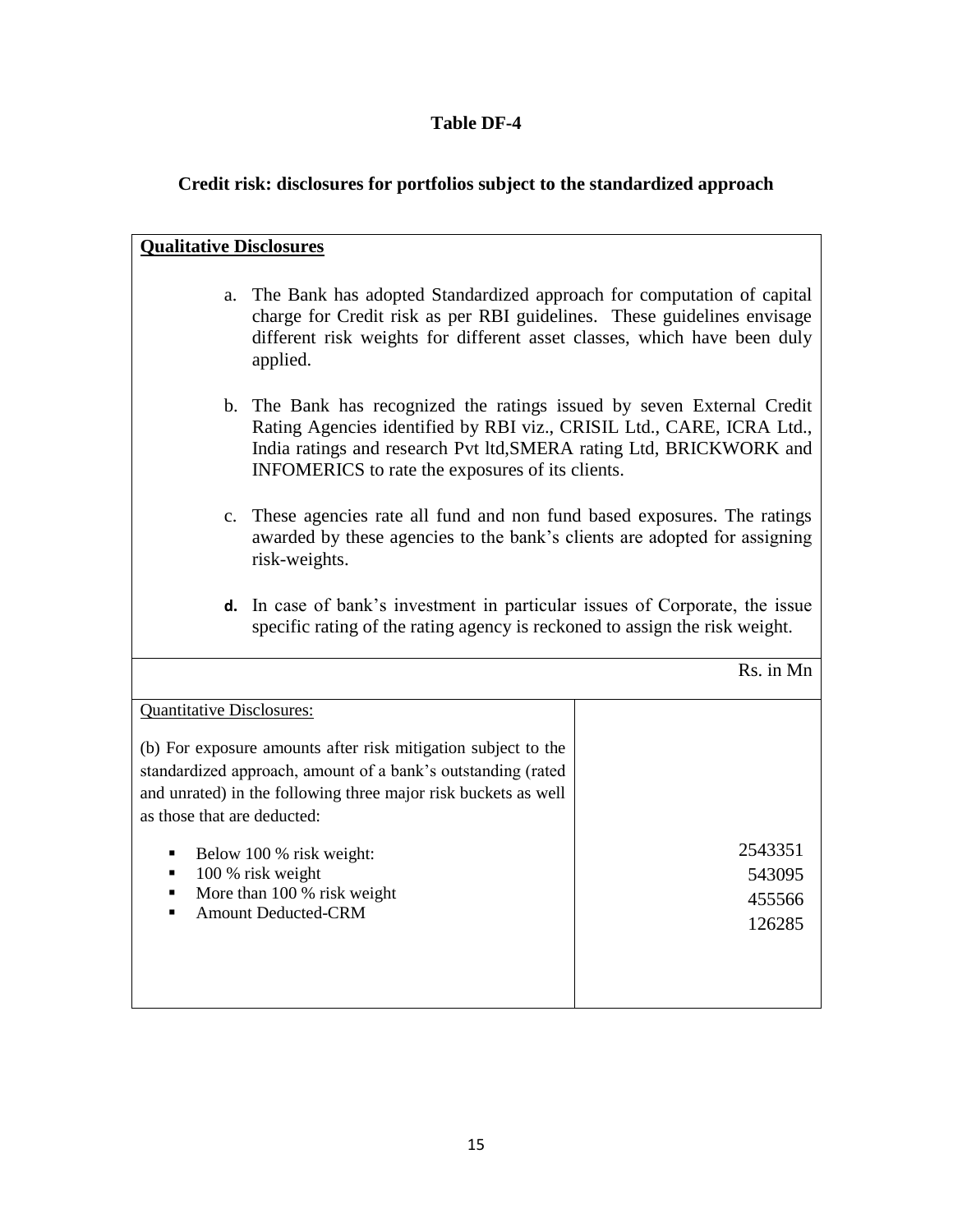# Table DF-4

## Credit risk: disclosures for portfolios subject to the standardized approach

**Qualitative Disclosures**

a. The Bank has adopted Standardized approach for computation of capital charge for Credit risk as per RBI guidelines. These guidelines envisage different risk weights for different asset classes, which have been duly applied.

b. The Bank has recognized the ratings issued by seven External Credit Rating Agencies identified by RBI viz., CRISIL Ltd., CARE, ICRA Ltd., India ratings and research Pvt ltd,SMERA rating Ltd, BRICKWORK and INFOMERICS to rate the exposures of its clients.

c. These agencies rate all fund and non fund based exposures. The ratings awarded by these agencies to the bank's clients are adopted for assigning risk-weights.

**d.** In case of bank's investment in particular issues of Corporate, the issue specific rating of the rating agency is reckoned to assign the risk weight.

Rs. in Mn

| Quantitative Disclosures: | |
|---|---|
| (b) For exposure amounts after risk mitigation subject to the standardized approach, amount of a bank's outstanding (rated and unrated) in the following three major risk buckets as well as those that are deducted: | |
| Below 100 % risk weight: | 2543351 |
| 100 % risk weight | 543095 |
| More than 100 % risk weight | 455566 |
| Amount Deducted-CRM | 126285 |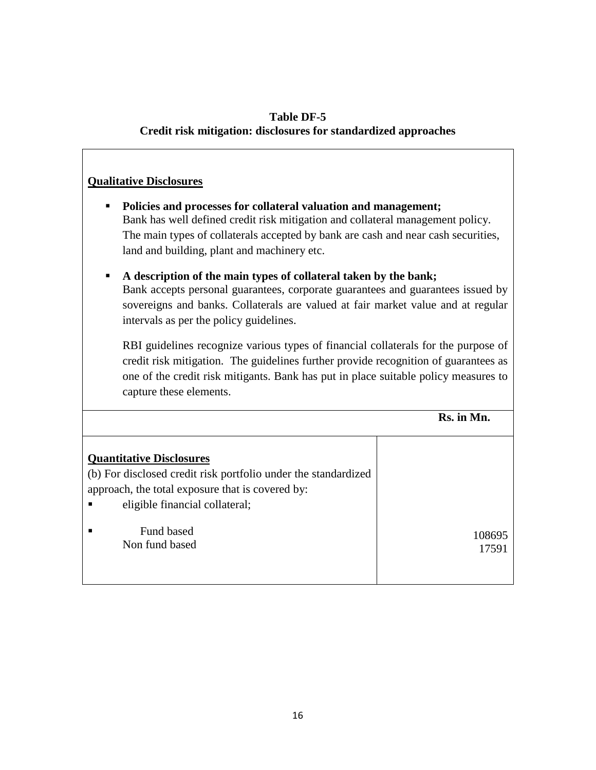**Table DF-5**
**Credit risk mitigation: disclosures for standardized approaches**

**Qualitative Disclosures**

- **Policies and processes for collateral valuation and management;**
  Bank has well defined credit risk mitigation and collateral management policy. The main types of collaterals accepted by bank are cash and near cash securities, land and building, plant and machinery etc.

- **A description of the main types of collateral taken by the bank;**
  Bank accepts personal guarantees, corporate guarantees and guarantees issued by sovereigns and banks. Collaterals are valued at fair market value and at regular intervals as per the policy guidelines.

  RBI guidelines recognize various types of financial collaterals for the purpose of credit risk mitigation. The guidelines further provide recognition of guarantees as one of the credit risk mitigants. Bank has put in place suitable policy measures to capture these elements.

| | **Rs. in Mn.** |
|---|---|
| **Quantitative Disclosures**<br>(b) For disclosed credit risk portfolio under the standardized approach, the total exposure that is covered by:<br>▪ eligible financial collateral; | |
| ▪ Fund based | 108695 |
| Non fund based | 17591 |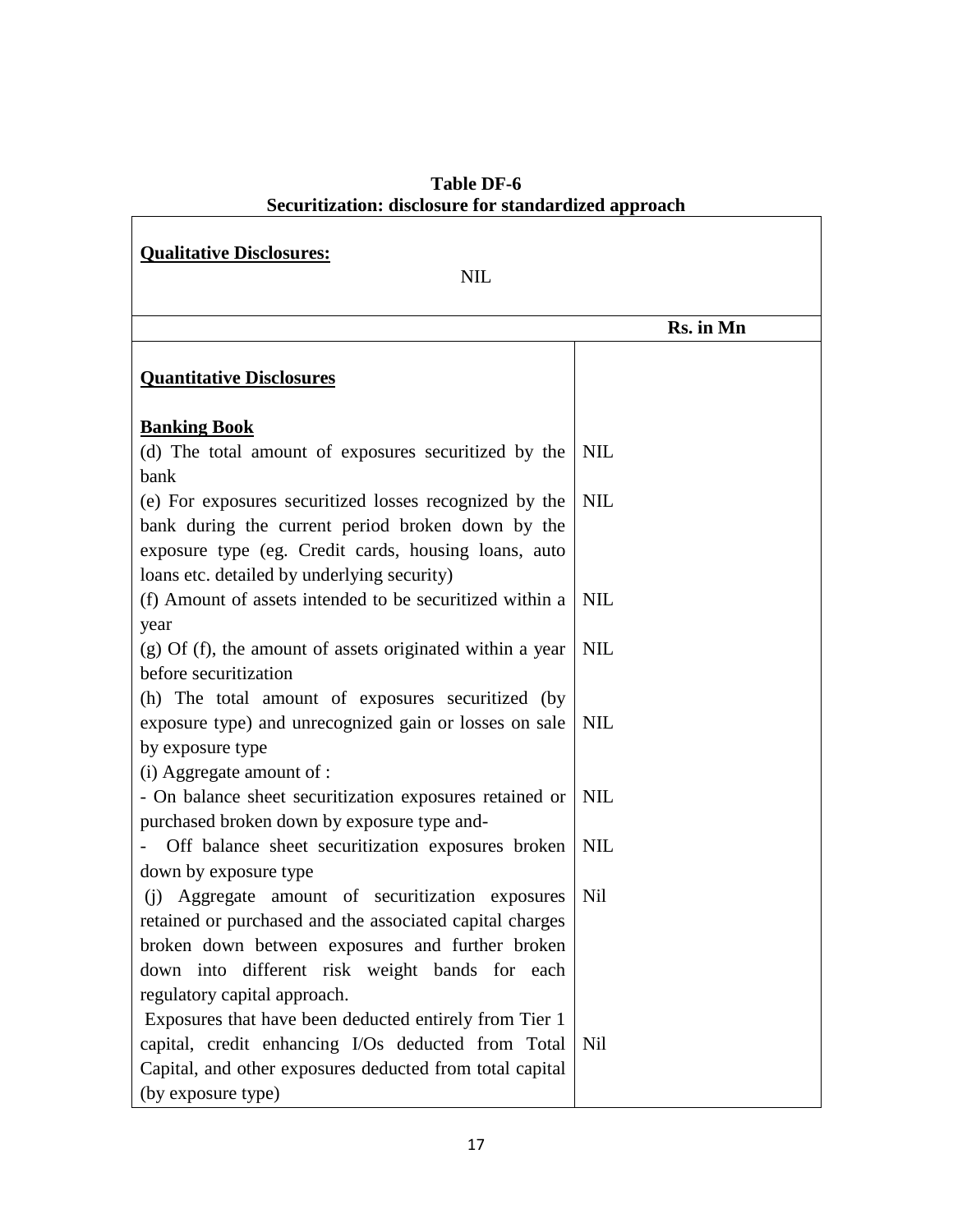**Table DF-6**
**Securitization: disclosure for standardized approach**

**Qualitative Disclosures:**

NIL

| | Rs. in Mn |
|---|---|
| **Quantitative Disclosures** | |
| **Banking Book** | |
| (d) The total amount of exposures securitized by the bank | NIL |
| (e) For exposures securitized losses recognized by the bank during the current period broken down by the exposure type (eg. Credit cards, housing loans, auto loans etc. detailed by underlying security) | NIL |
| (f) Amount of assets intended to be securitized within a year | NIL |
| (g) Of (f), the amount of assets originated within a year before securitization | NIL |
| (h) The total amount of exposures securitized (by exposure type) and unrecognized gain or losses on sale by exposure type | NIL |
| (i) Aggregate amount of : | |
| - On balance sheet securitization exposures retained or purchased broken down by exposure type and- | NIL |
| - Off balance sheet securitization exposures broken down by exposure type | NIL |
| (j) Aggregate amount of securitization exposures retained or purchased and the associated capital charges broken down between exposures and further broken down into different risk weight bands for each regulatory capital approach. | Nil |
| Exposures that have been deducted entirely from Tier 1 capital, credit enhancing I/Os deducted from Total Capital, and other exposures deducted from total capital (by exposure type) | Nil |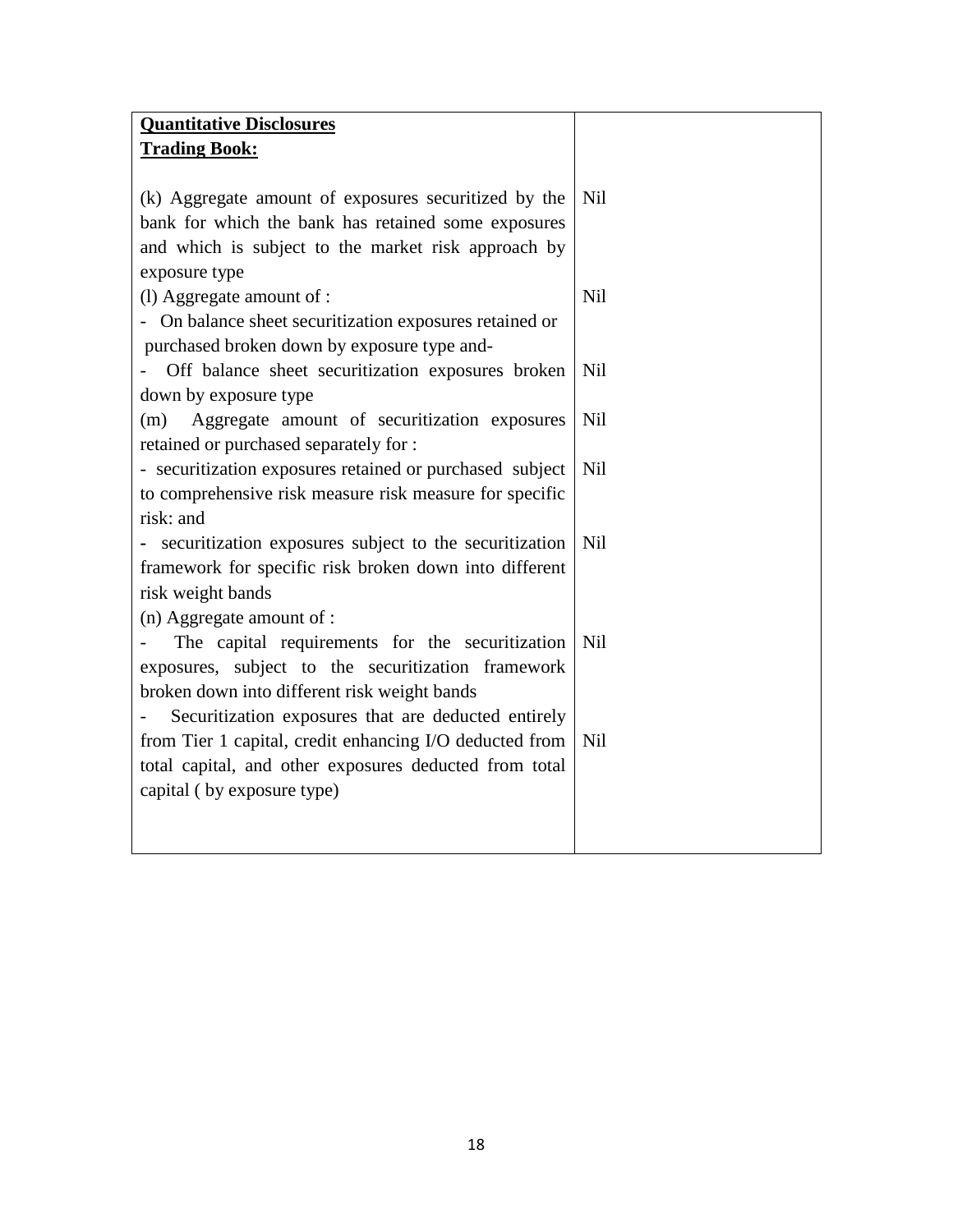| **Quantitative Disclosures**<br>**Trading Book:** | |
|---|---|
| (k) Aggregate amount of exposures securitized by the bank for which the bank has retained some exposures and which is subject to the market risk approach by exposure type | Nil |
| (l) Aggregate amount of :<br>- On balance sheet securitization exposures retained or purchased broken down by exposure type and- | Nil |
| - Off balance sheet securitization exposures broken down by exposure type | Nil |
| (m) Aggregate amount of securitization exposures retained or purchased separately for : | Nil |
| - securitization exposures retained or purchased subject to comprehensive risk measure risk measure for specific risk: and | Nil |
| - securitization exposures subject to the securitization framework for specific risk broken down into different risk weight bands | Nil |
| (n) Aggregate amount of :<br>- The capital requirements for the securitization exposures, subject to the securitization framework broken down into different risk weight bands | Nil |
| - Securitization exposures that are deducted entirely from Tier 1 capital, credit enhancing I/O deducted from total capital, and other exposures deducted from total capital ( by exposure type) | Nil |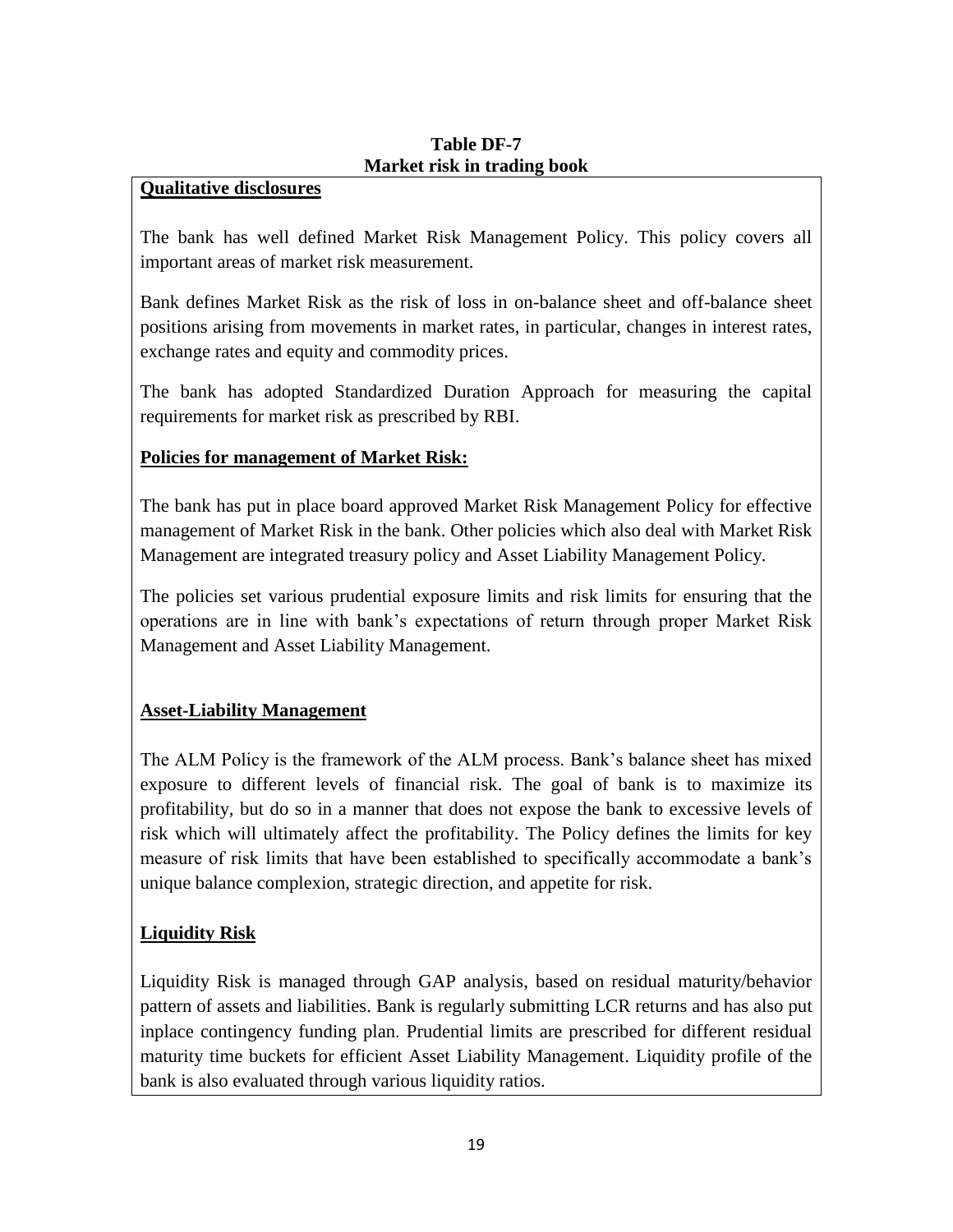**Table DF-7**
**Market risk in trading book**

**Qualitative disclosures**

The bank has well defined Market Risk Management Policy. This policy covers all important areas of market risk measurement.

Bank defines Market Risk as the risk of loss in on-balance sheet and off-balance sheet positions arising from movements in market rates, in particular, changes in interest rates, exchange rates and equity and commodity prices.

The bank has adopted Standardized Duration Approach for measuring the capital requirements for market risk as prescribed by RBI.

**Policies for management of Market Risk:**

The bank has put in place board approved Market Risk Management Policy for effective management of Market Risk in the bank. Other policies which also deal with Market Risk Management are integrated treasury policy and Asset Liability Management Policy.

The policies set various prudential exposure limits and risk limits for ensuring that the operations are in line with bank's expectations of return through proper Market Risk Management and Asset Liability Management.

**Asset-Liability Management**

The ALM Policy is the framework of the ALM process. Bank's balance sheet has mixed exposure to different levels of financial risk. The goal of bank is to maximize its profitability, but do so in a manner that does not expose the bank to excessive levels of risk which will ultimately affect the profitability. The Policy defines the limits for key measure of risk limits that have been established to specifically accommodate a bank's unique balance complexion, strategic direction, and appetite for risk.

**Liquidity Risk**

Liquidity Risk is managed through GAP analysis, based on residual maturity/behavior pattern of assets and liabilities. Bank is regularly submitting LCR returns and has also put inplace contingency funding plan. Prudential limits are prescribed for different residual maturity time buckets for efficient Asset Liability Management. Liquidity profile of the bank is also evaluated through various liquidity ratios.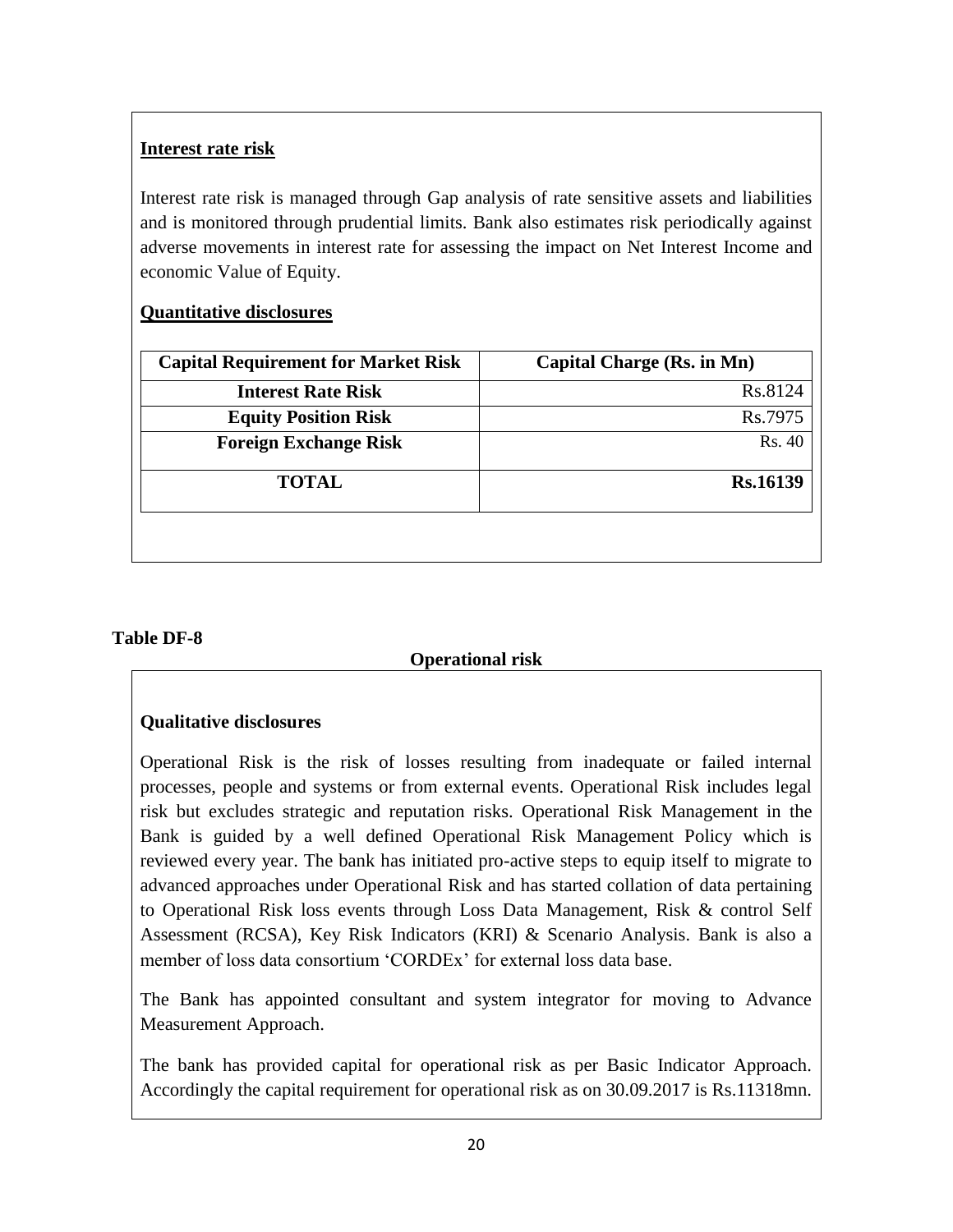**Interest rate risk**

Interest rate risk is managed through Gap analysis of rate sensitive assets and liabilities and is monitored through prudential limits. Bank also estimates risk periodically against adverse movements in interest rate for assessing the impact on Net Interest Income and economic Value of Equity.

**Quantitative disclosures**

| Capital Requirement for Market Risk | Capital Charge (Rs. in Mn) |
|---|---|
| Interest Rate Risk | Rs.8124 |
| Equity Position Risk | Rs.7975 |
| Foreign Exchange Risk | Rs. 40 |
| **TOTAL** | **Rs.16139** |

**Table DF-8**

**Operational risk**

**Qualitative disclosures**

Operational Risk is the risk of losses resulting from inadequate or failed internal processes, people and systems or from external events. Operational Risk includes legal risk but excludes strategic and reputation risks. Operational Risk Management in the Bank is guided by a well defined Operational Risk Management Policy which is reviewed every year. The bank has initiated pro-active steps to equip itself to migrate to advanced approaches under Operational Risk and has started collation of data pertaining to Operational Risk loss events through Loss Data Management, Risk & control Self Assessment (RCSA), Key Risk Indicators (KRI) & Scenario Analysis. Bank is also a member of loss data consortium 'CORDEx' for external loss data base.

The Bank has appointed consultant and system integrator for moving to Advance Measurement Approach.

The bank has provided capital for operational risk as per Basic Indicator Approach. Accordingly the capital requirement for operational risk as on 30.09.2017 is Rs.11318mn.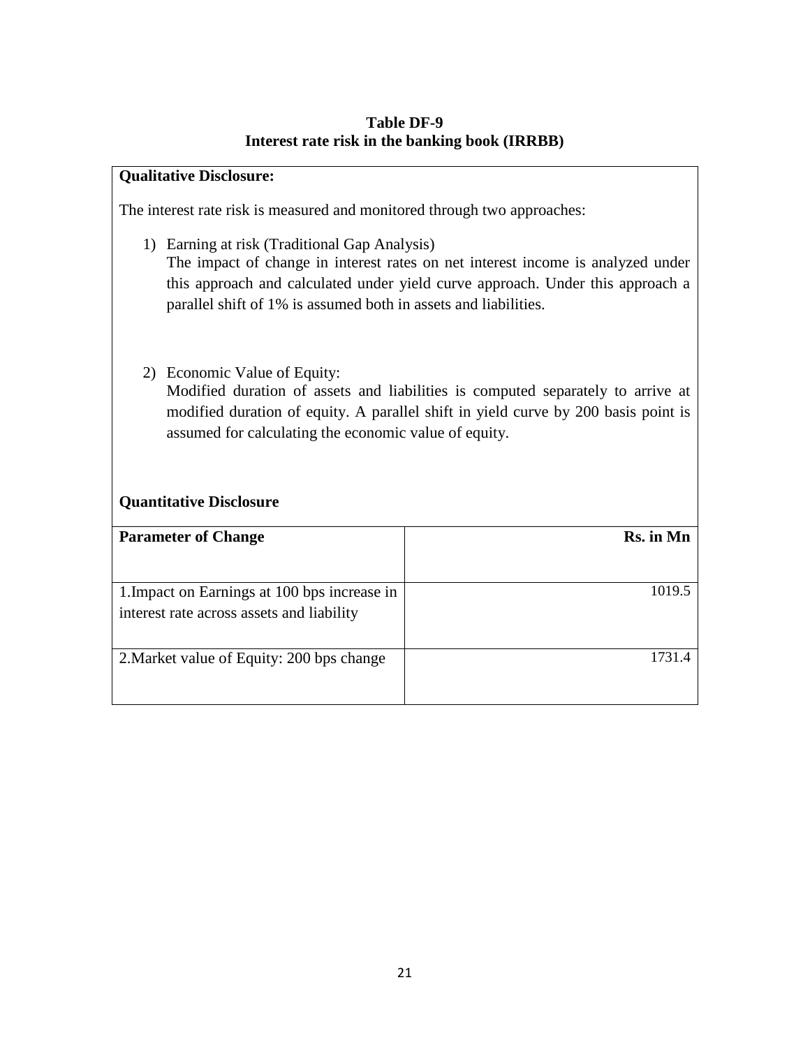**Table DF-9**
**Interest rate risk in the banking book (IRRBB)**

**Qualitative Disclosure:**

The interest rate risk is measured and monitored through two approaches:

1) Earning at risk (Traditional Gap Analysis)
   The impact of change in interest rates on net interest income is analyzed under this approach and calculated under yield curve approach. Under this approach a parallel shift of 1% is assumed both in assets and liabilities.

2) Economic Value of Equity:
   Modified duration of assets and liabilities is computed separately to arrive at modified duration of equity. A parallel shift in yield curve by 200 basis point is assumed for calculating the economic value of equity.

**Quantitative Disclosure**

| **Parameter of Change** | **Rs. in Mn** |
|---|---|
| 1.Impact on Earnings at 100 bps increase in interest rate across assets and liability | 1019.5 |
| 2.Market value of Equity: 200 bps change | 1731.4 |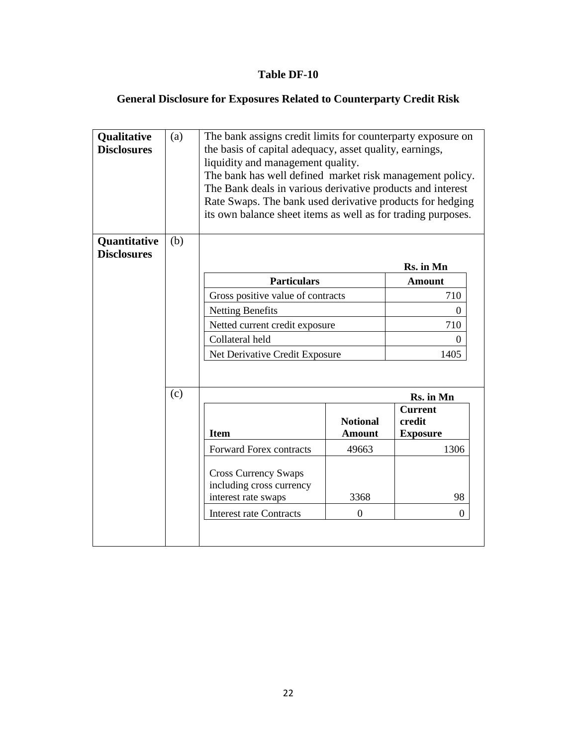# Table DF-10

## General Disclosure for Exposures Related to Counterparty Credit Risk

**Qualitative Disclosures**

(a) The bank assigns credit limits for counterparty exposure on the basis of capital adequacy, asset quality, earnings, liquidity and management quality.
The bank has well defined market risk management policy. The Bank deals in various derivative products and interest Rate Swaps. The bank used derivative products for hedging its own balance sheet items as well as for trading purposes.

**Quantitative Disclosures**

(b)

**Rs. in Mn**

| Particulars | Amount |
|---|---|
| Gross positive value of contracts | 710 |
| Netting Benefits | 0 |
| Netted current credit exposure | 710 |
| Collateral held | 0 |
| Net Derivative Credit Exposure | 1405 |

(c)

**Rs. in Mn**

| Item | Notional Amount | Current credit Exposure |
|---|---|---|
| Forward Forex contracts | 49663 | 1306 |
| Cross Currency Swaps including cross currency interest rate swaps | 3368 | 98 |
| Interest rate Contracts | 0 | 0 |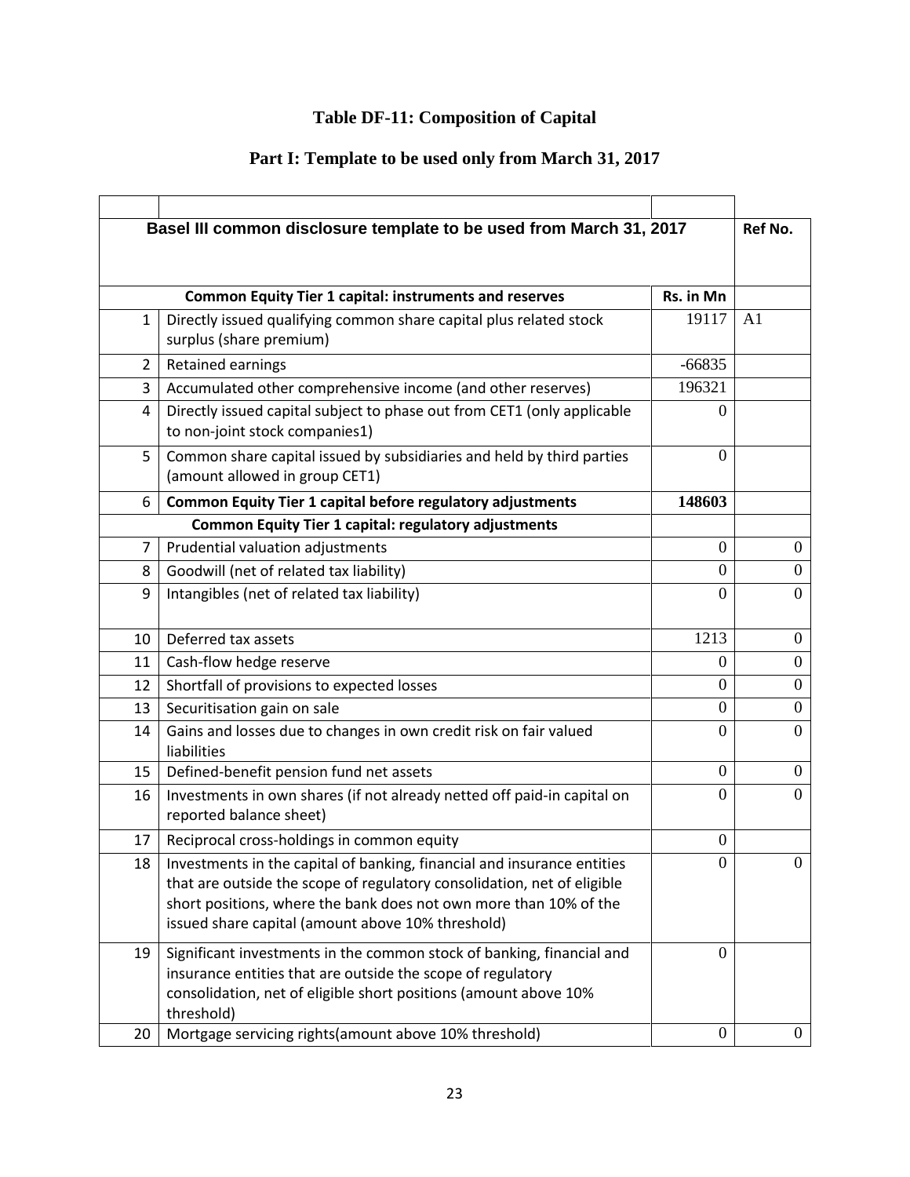# Table DF-11: Composition of Capital

## Part I: Template to be used only from March 31, 2017

| | Basel III common disclosure template to be used from March 31, 2017 | | Ref No. |
|---|---|---|---|
| | **Common Equity Tier 1 capital: instruments and reserves** | **Rs. in Mn** | |
| 1 | Directly issued qualifying common share capital plus related stock surplus (share premium) | 19117 | A1 |
| 2 | Retained earnings | -66835 | |
| 3 | Accumulated other comprehensive income (and other reserves) | 196321 | |
| 4 | Directly issued capital subject to phase out from CET1 (only applicable to non-joint stock companies1) | 0 | |
| 5 | Common share capital issued by subsidiaries and held by third parties (amount allowed in group CET1) | 0 | |
| 6 | **Common Equity Tier 1 capital before regulatory adjustments** | **148603** | |
| | **Common Equity Tier 1 capital: regulatory adjustments** | | |
| 7 | Prudential valuation adjustments | 0 | 0 |
| 8 | Goodwill (net of related tax liability) | 0 | 0 |
| 9 | Intangibles (net of related tax liability) | 0 | 0 |
| 10 | Deferred tax assets | 1213 | 0 |
| 11 | Cash-flow hedge reserve | 0 | 0 |
| 12 | Shortfall of provisions to expected losses | 0 | 0 |
| 13 | Securitisation gain on sale | 0 | 0 |
| 14 | Gains and losses due to changes in own credit risk on fair valued liabilities | 0 | 0 |
| 15 | Defined-benefit pension fund net assets | 0 | 0 |
| 16 | Investments in own shares (if not already netted off paid-in capital on reported balance sheet) | 0 | 0 |
| 17 | Reciprocal cross-holdings in common equity | 0 | |
| 18 | Investments in the capital of banking, financial and insurance entities that are outside the scope of regulatory consolidation, net of eligible short positions, where the bank does not own more than 10% of the issued share capital (amount above 10% threshold) | 0 | 0 |
| 19 | Significant investments in the common stock of banking, financial and insurance entities that are outside the scope of regulatory consolidation, net of eligible short positions (amount above 10% threshold) | 0 | |
| 20 | Mortgage servicing rights(amount above 10% threshold) | 0 | 0 |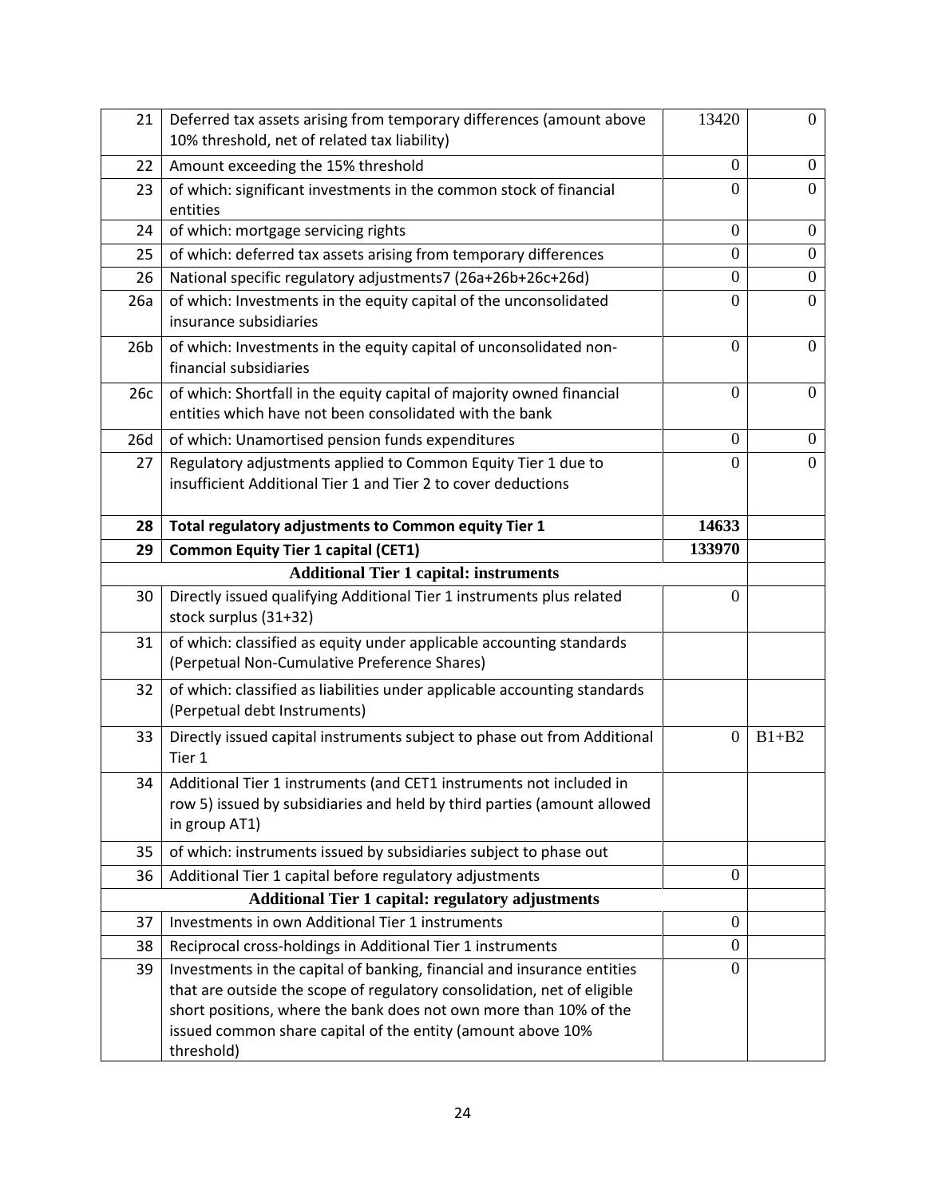| 21 | Deferred tax assets arising from temporary differences (amount above 10% threshold, net of related tax liability) | 13420 | 0 |
|---|---|---|---|
| 22 | Amount exceeding the 15% threshold | 0 | 0 |
| 23 | of which: significant investments in the common stock of financial entities | 0 | 0 |
| 24 | of which: mortgage servicing rights | 0 | 0 |
| 25 | of which: deferred tax assets arising from temporary differences | 0 | 0 |
| 26 | National specific regulatory adjustments7 (26a+26b+26c+26d) | 0 | 0 |
| 26a | of which: Investments in the equity capital of the unconsolidated insurance subsidiaries | 0 | 0 |
| 26b | of which: Investments in the equity capital of unconsolidated non-financial subsidiaries | 0 | 0 |
| 26c | of which: Shortfall in the equity capital of majority owned financial entities which have not been consolidated with the bank | 0 | 0 |
| 26d | of which: Unamortised pension funds expenditures | 0 | 0 |
| 27 | Regulatory adjustments applied to Common Equity Tier 1 due to insufficient Additional Tier 1 and Tier 2 to cover deductions | 0 | 0 |
| **28** | **Total regulatory adjustments to Common equity Tier 1** | **14633** | |
| **29** | **Common Equity Tier 1 capital (CET1)** | **133970** | |
| | **Additional Tier 1 capital: instruments** | | |
| 30 | Directly issued qualifying Additional Tier 1 instruments plus related stock surplus (31+32) | 0 | |
| 31 | of which: classified as equity under applicable accounting standards (Perpetual Non-Cumulative Preference Shares) | | |
| 32 | of which: classified as liabilities under applicable accounting standards (Perpetual debt Instruments) | | |
| 33 | Directly issued capital instruments subject to phase out from Additional Tier 1 | 0 | B1+B2 |
| 34 | Additional Tier 1 instruments (and CET1 instruments not included in row 5) issued by subsidiaries and held by third parties (amount allowed in group AT1) | | |
| 35 | of which: instruments issued by subsidiaries subject to phase out | | |
| 36 | Additional Tier 1 capital before regulatory adjustments | 0 | |
| | **Additional Tier 1 capital: regulatory adjustments** | | |
| 37 | Investments in own Additional Tier 1 instruments | 0 | |
| 38 | Reciprocal cross-holdings in Additional Tier 1 instruments | 0 | |
| 39 | Investments in the capital of banking, financial and insurance entities that are outside the scope of regulatory consolidation, net of eligible short positions, where the bank does not own more than 10% of the issued common share capital of the entity (amount above 10% threshold) | 0 | |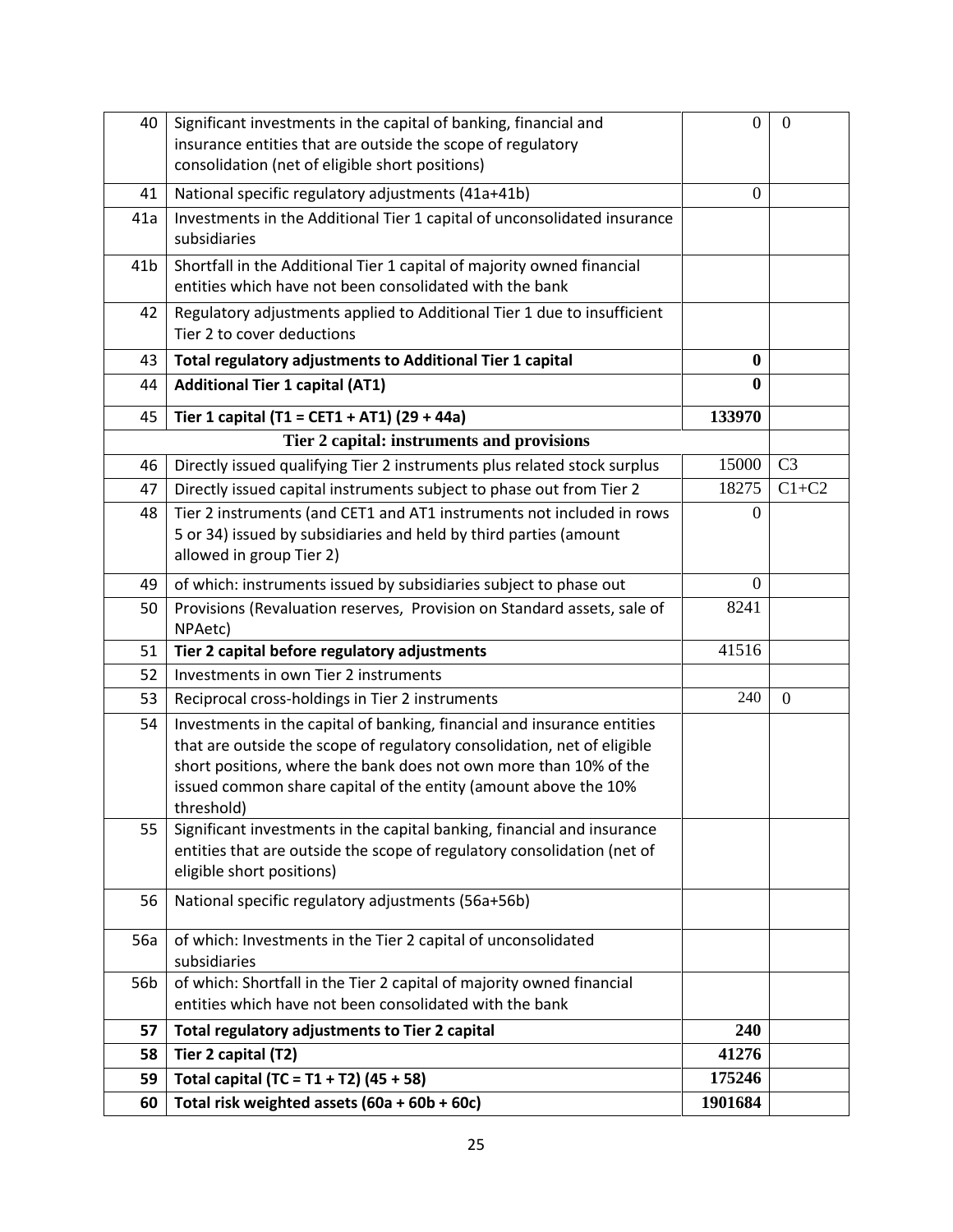| | | | |
|---|---|---|---|
| 40 | Significant investments in the capital of banking, financial and insurance entities that are outside the scope of regulatory consolidation (net of eligible short positions) | 0 | 0 |
| 41 | National specific regulatory adjustments (41a+41b) | 0 | |
| 41a | Investments in the Additional Tier 1 capital of unconsolidated insurance subsidiaries | | |
| 41b | Shortfall in the Additional Tier 1 capital of majority owned financial entities which have not been consolidated with the bank | | |
| 42 | Regulatory adjustments applied to Additional Tier 1 due to insufficient Tier 2 to cover deductions | | |
| **43** | **Total regulatory adjustments to Additional Tier 1 capital** | **0** | |
| **44** | **Additional Tier 1 capital (AT1)** | **0** | |
| **45** | **Tier 1 capital (T1 = CET1 + AT1) (29 + 44a)** | **133970** | |
| | **Tier 2 capital: instruments and provisions** | | |
| 46 | Directly issued qualifying Tier 2 instruments plus related stock surplus | 15000 | C3 |
| 47 | Directly issued capital instruments subject to phase out from Tier 2 | 18275 | C1+C2 |
| 48 | Tier 2 instruments (and CET1 and AT1 instruments not included in rows 5 or 34) issued by subsidiaries and held by third parties (amount allowed in group Tier 2) | 0 | |
| 49 | of which: instruments issued by subsidiaries subject to phase out | 0 | |
| 50 | Provisions (Revaluation reserves, Provision on Standard assets, sale of NPAetc) | 8241 | |
| **51** | **Tier 2 capital before regulatory adjustments** | 41516 | |
| 52 | Investments in own Tier 2 instruments | | |
| 53 | Reciprocal cross-holdings in Tier 2 instruments | 240 | 0 |
| 54 | Investments in the capital of banking, financial and insurance entities that are outside the scope of regulatory consolidation, net of eligible short positions, where the bank does not own more than 10% of the issued common share capital of the entity (amount above the 10% threshold) | | |
| 55 | Significant investments in the capital banking, financial and insurance entities that are outside the scope of regulatory consolidation (net of eligible short positions) | | |
| 56 | National specific regulatory adjustments (56a+56b) | | |
| 56a | of which: Investments in the Tier 2 capital of unconsolidated subsidiaries | | |
| 56b | of which: Shortfall in the Tier 2 capital of majority owned financial entities which have not been consolidated with the bank | | |
| **57** | **Total regulatory adjustments to Tier 2 capital** | **240** | |
| **58** | **Tier 2 capital (T2)** | **41276** | |
| **59** | **Total capital (TC = T1 + T2) (45 + 58)** | **175246** | |
| **60** | **Total risk weighted assets (60a + 60b + 60c)** | **1901684** | |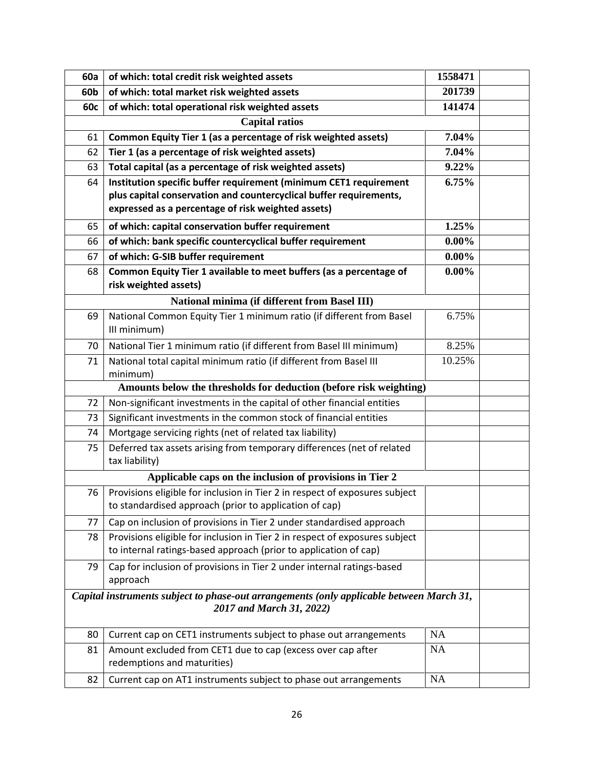| | | | |
|---|---|---|---|
| **60a** | **of which: total credit risk weighted assets** | **1558471** | |
| **60b** | **of which: total market risk weighted assets** | **201739** | |
| **60c** | **of which: total operational risk weighted assets** | **141474** | |
| | **Capital ratios** | | |
| 61 | **Common Equity Tier 1 (as a percentage of risk weighted assets)** | **7.04%** | |
| 62 | **Tier 1 (as a percentage of risk weighted assets)** | **7.04%** | |
| 63 | **Total capital (as a percentage of risk weighted assets)** | **9.22%** | |
| 64 | **Institution specific buffer requirement (minimum CET1 requirement plus capital conservation and countercyclical buffer requirements, expressed as a percentage of risk weighted assets)** | **6.75%** | |
| 65 | **of which: capital conservation buffer requirement** | **1.25%** | |
| 66 | **of which: bank specific countercyclical buffer requirement** | **0.00%** | |
| 67 | **of which: G-SIB buffer requirement** | **0.00%** | |
| 68 | **Common Equity Tier 1 available to meet buffers (as a percentage of risk weighted assets)** | **0.00%** | |
| | **National minima (if different from Basel III)** | | |
| 69 | National Common Equity Tier 1 minimum ratio (if different from Basel III minimum) | 6.75% | |
| 70 | National Tier 1 minimum ratio (if different from Basel III minimum) | 8.25% | |
| 71 | National total capital minimum ratio (if different from Basel III minimum) | 10.25% | |
| | **Amounts below the thresholds for deduction (before risk weighting)** | | |
| 72 | Non-significant investments in the capital of other financial entities | | |
| 73 | Significant investments in the common stock of financial entities | | |
| 74 | Mortgage servicing rights (net of related tax liability) | | |
| 75 | Deferred tax assets arising from temporary differences (net of related tax liability) | | |
| | **Applicable caps on the inclusion of provisions in Tier 2** | | |
| 76 | Provisions eligible for inclusion in Tier 2 in respect of exposures subject to standardised approach (prior to application of cap) | | |
| 77 | Cap on inclusion of provisions in Tier 2 under standardised approach | | |
| 78 | Provisions eligible for inclusion in Tier 2 in respect of exposures subject to internal ratings-based approach (prior to application of cap) | | |
| 79 | Cap for inclusion of provisions in Tier 2 under internal ratings-based approach | | |
| | ***Capital instruments subject to phase-out arrangements (only applicable between March 31, 2017 and March 31, 2022)*** | | |
| 80 | Current cap on CET1 instruments subject to phase out arrangements | NA | |
| 81 | Amount excluded from CET1 due to cap (excess over cap after redemptions and maturities) | NA | |
| 82 | Current cap on AT1 instruments subject to phase out arrangements | NA | |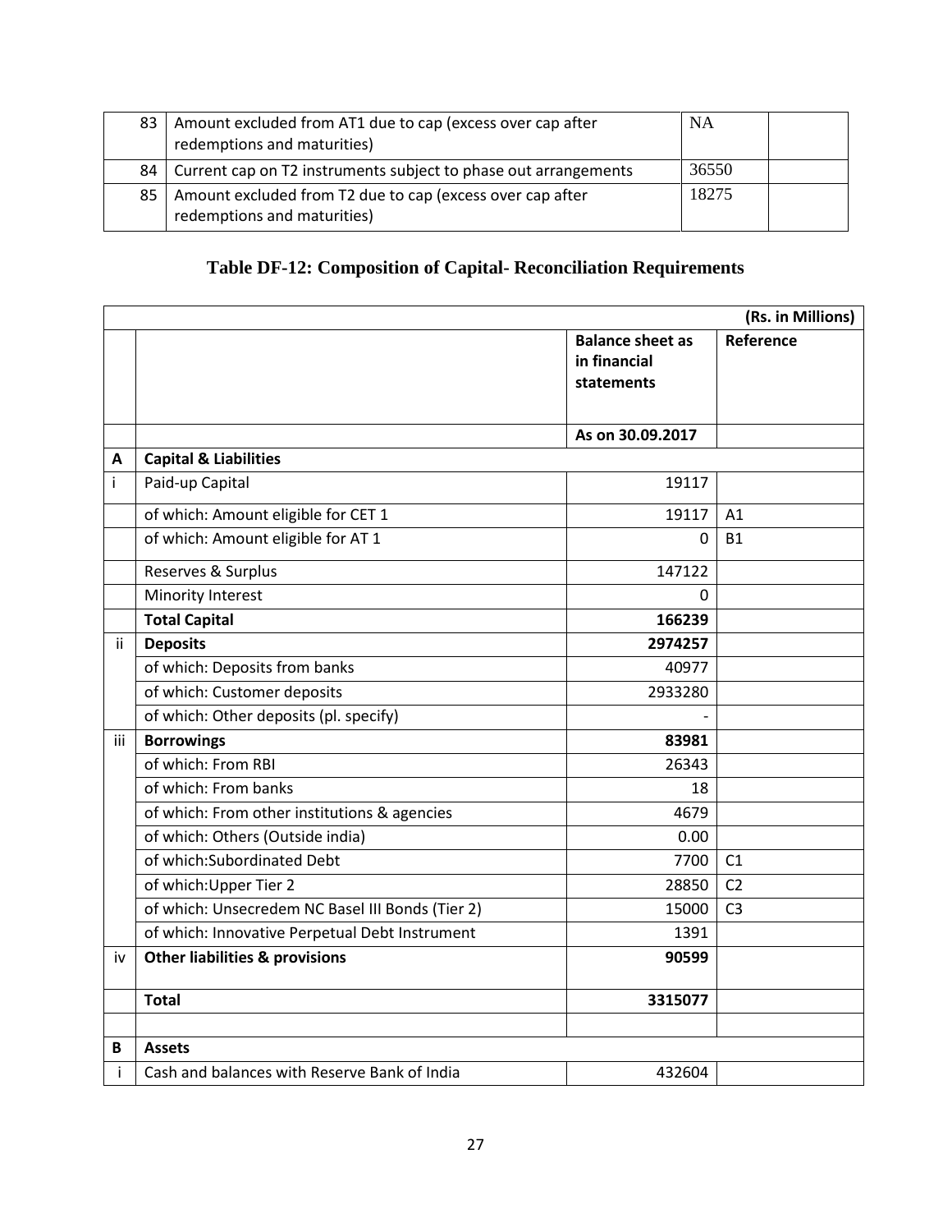| 83 | Amount excluded from AT1 due to cap (excess over cap after redemptions and maturities) | NA | |
|---|---|---|---|
| 84 | Current cap on T2 instruments subject to phase out arrangements | 36550 | |
| 85 | Amount excluded from T2 due to cap (excess over cap after redemptions and maturities) | 18275 | |

## Table DF-12: Composition of Capital- Reconciliation Requirements

| | | | (Rs. in Millions) |
|---|---|---|---|
| | | **Balance sheet as in financial statements** | **Reference** |
| | | **As on 30.09.2017** | |
| **A** | **Capital & Liabilities** | | |
| i | Paid-up Capital | 19117 | |
| | of which: Amount eligible for CET 1 | 19117 | A1 |
| | of which: Amount eligible for AT 1 | 0 | B1 |
| | Reserves & Surplus | 147122 | |
| | Minority Interest | 0 | |
| | **Total Capital** | **166239** | |
| ii | **Deposits** | **2974257** | |
| | of which: Deposits from banks | 40977 | |
| | of which: Customer deposits | 2933280 | |
| | of which: Other deposits (pl. specify) | - | |
| iii | **Borrowings** | **83981** | |
| | of which: From RBI | 26343 | |
| | of which: From banks | 18 | |
| | of which: From other institutions & agencies | 4679 | |
| | of which: Others (Outside india) | 0.00 | |
| | of which:Subordinated Debt | 7700 | C1 |
| | of which:Upper Tier 2 | 28850 | C2 |
| | of which: Unsecredem NC Basel III Bonds (Tier 2) | 15000 | C3 |
| | of which: Innovative Perpetual Debt Instrument | 1391 | |
| iv | **Other liabilities & provisions** | **90599** | |
| | **Total** | **3315077** | |
| | | | |
| **B** | **Assets** | | |
| i | Cash and balances with Reserve Bank of India | 432604 | |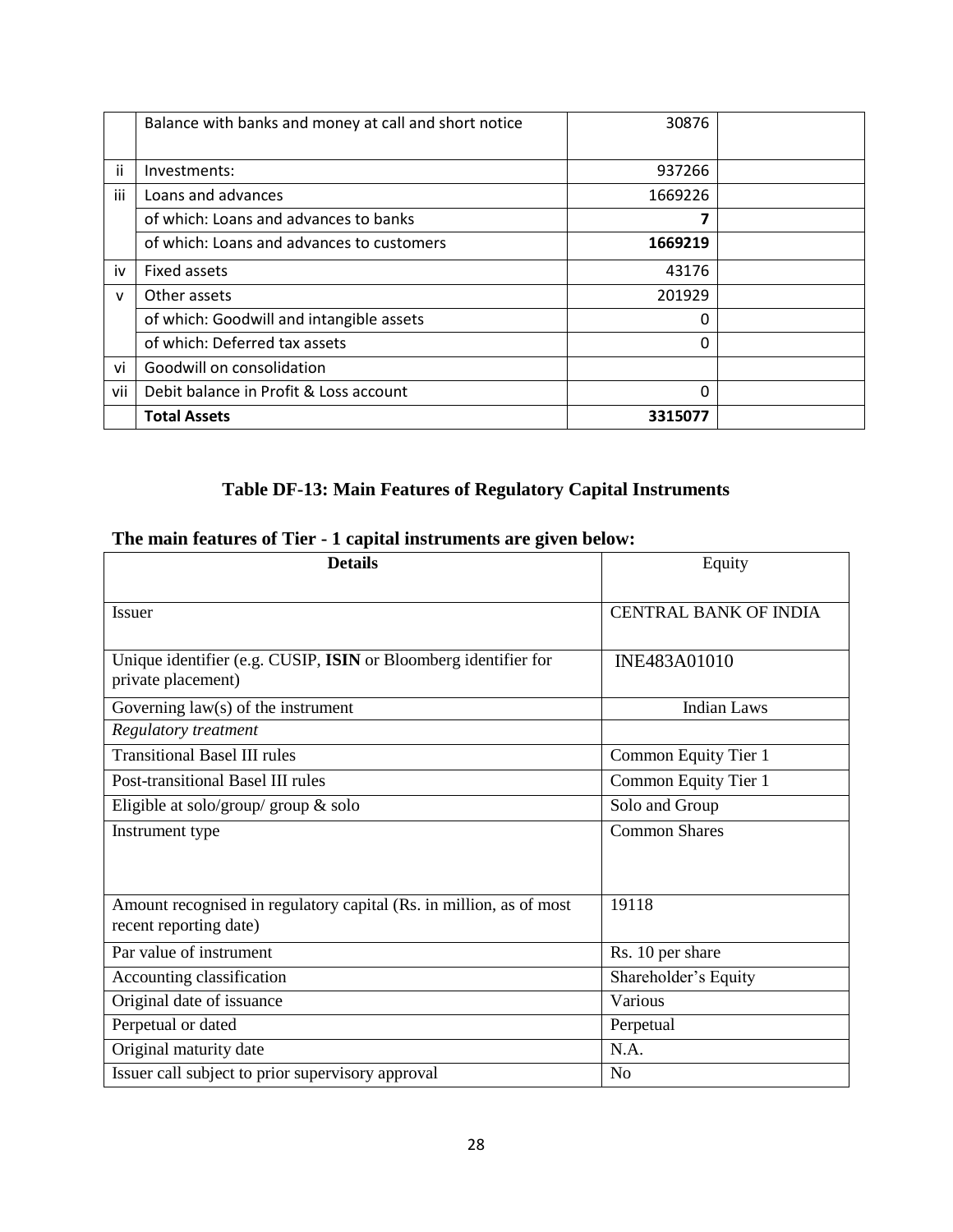|  | Balance with banks and money at call and short notice | 30876 |  |
|---|---|---|---|
| ii | Investments: | 937266 |  |
| iii | Loans and advances | 1669226 |  |
|  | of which: Loans and advances to banks | **7** |  |
|  | of which: Loans and advances to customers | **1669219** |  |
| iv | Fixed assets | 43176 |  |
| v | Other assets | 201929 |  |
|  | of which: Goodwill and intangible assets | 0 |  |
|  | of which: Deferred tax assets | 0 |  |
| vi | Goodwill on consolidation |  |  |
| vii | Debit balance in Profit & Loss account | 0 |  |
|  | **Total Assets** | **3315077** |  |

## Table DF-13: Main Features of Regulatory Capital Instruments

### The main features of Tier - 1 capital instruments are given below:

| **Details** | Equity |
|---|---|
| Issuer | CENTRAL BANK OF INDIA |
| Unique identifier (e.g. CUSIP, **ISIN** or Bloomberg identifier for private placement) | INE483A01010 |
| Governing law(s) of the instrument | Indian Laws |
| *Regulatory treatment* |  |
| Transitional Basel III rules | Common Equity Tier 1 |
| Post-transitional Basel III rules | Common Equity Tier 1 |
| Eligible at solo/group/ group & solo | Solo and Group |
| Instrument type | Common Shares |
| Amount recognised in regulatory capital (Rs. in million, as of most recent reporting date) | 19118 |
| Par value of instrument | Rs. 10 per share |
| Accounting classification | Shareholder's Equity |
| Original date of issuance | Various |
| Perpetual or dated | Perpetual |
| Original maturity date | N.A. |
| Issuer call subject to prior supervisory approval | No |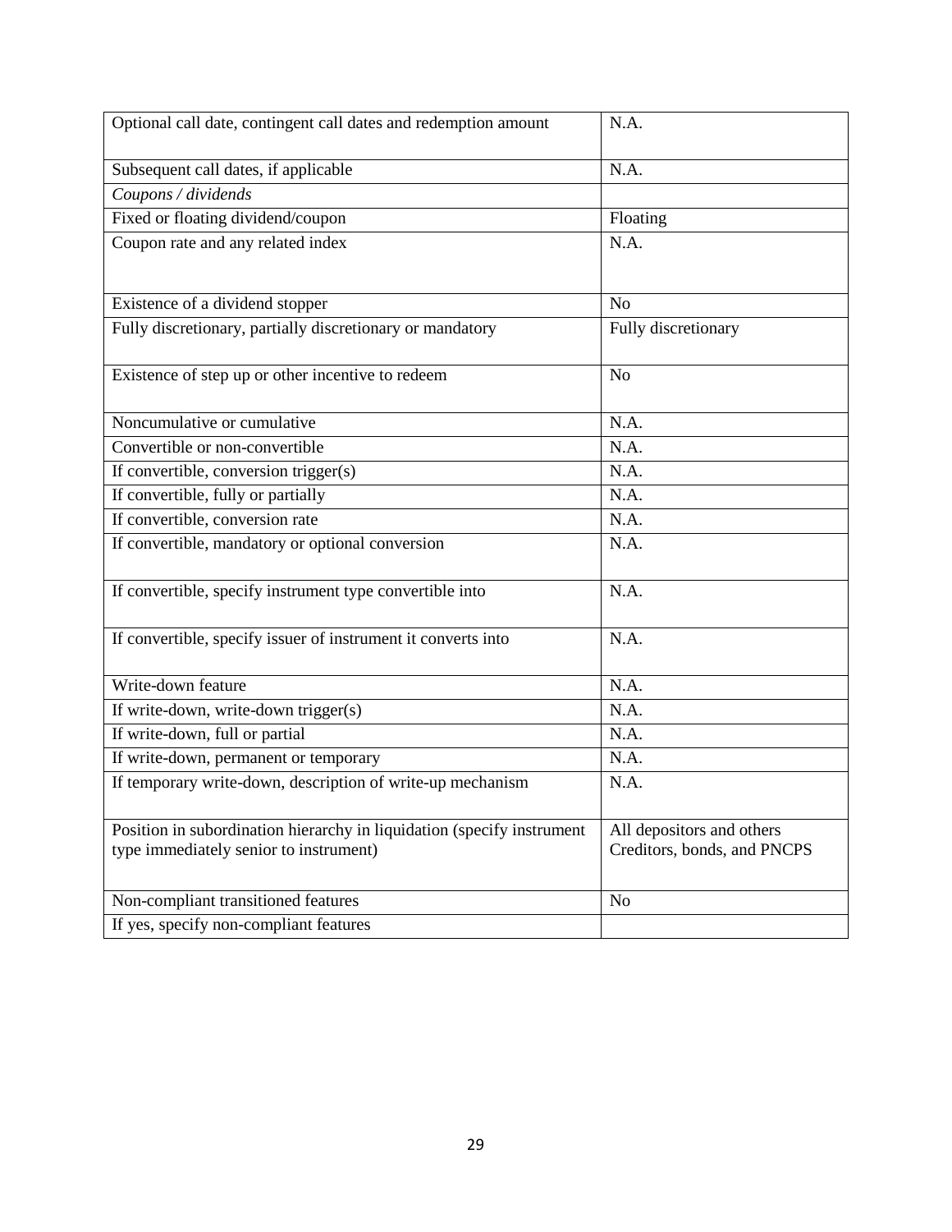| | |
|---|---|
| Optional call date, contingent call dates and redemption amount | N.A. |
| Subsequent call dates, if applicable | N.A. |
| *Coupons / dividends* | |
| Fixed or floating dividend/coupon | Floating |
| Coupon rate and any related index | N.A. |
| Existence of a dividend stopper | No |
| Fully discretionary, partially discretionary or mandatory | Fully discretionary |
| Existence of step up or other incentive to redeem | No |
| Noncumulative or cumulative | N.A. |
| Convertible or non-convertible | N.A. |
| If convertible, conversion trigger(s) | N.A. |
| If convertible, fully or partially | N.A. |
| If convertible, conversion rate | N.A. |
| If convertible, mandatory or optional conversion | N.A. |
| If convertible, specify instrument type convertible into | N.A. |
| If convertible, specify issuer of instrument it converts into | N.A. |
| Write-down feature | N.A. |
| If write-down, write-down trigger(s) | N.A. |
| If write-down, full or partial | N.A. |
| If write-down, permanent or temporary | N.A. |
| If temporary write-down, description of write-up mechanism | N.A. |
| Position in subordination hierarchy in liquidation (specify instrument type immediately senior to instrument) | All depositors and others Creditors, bonds, and PNCPS |
| Non-compliant transitioned features | No |
| If yes, specify non-compliant features | |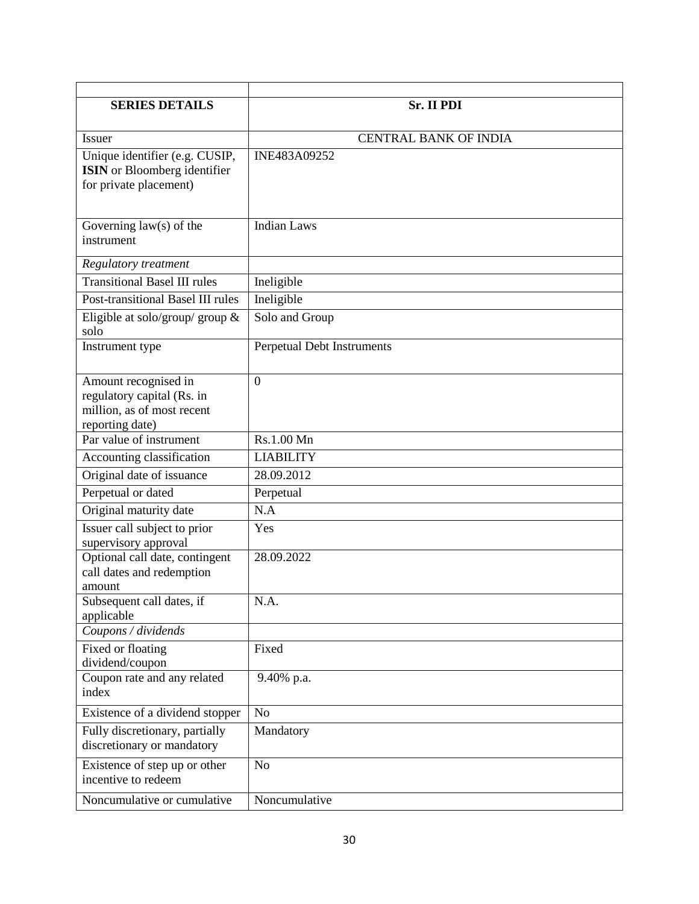| | |
|---|---|
| **SERIES DETAILS** | **Sr. II PDI** |
| Issuer | CENTRAL BANK OF INDIA |
| Unique identifier (e.g. CUSIP, **ISIN** or Bloomberg identifier for private placement) | INE483A09252 |
| Governing law(s) of the instrument | Indian Laws |
| *Regulatory treatment* | |
| Transitional Basel III rules | Ineligible |
| Post-transitional Basel III rules | Ineligible |
| Eligible at solo/group/ group & solo | Solo and Group |
| Instrument type | Perpetual Debt Instruments |
| Amount recognised in regulatory capital (Rs. in million, as of most recent reporting date) | 0 |
| Par value of instrument | Rs.1.00 Mn |
| Accounting classification | LIABILITY |
| Original date of issuance | 28.09.2012 |
| Perpetual or dated | Perpetual |
| Original maturity date | N.A |
| Issuer call subject to prior supervisory approval | Yes |
| Optional call date, contingent call dates and redemption amount | 28.09.2022 |
| Subsequent call dates, if applicable | N.A. |
| *Coupons / dividends* | |
| Fixed or floating dividend/coupon | Fixed |
| Coupon rate and any related index | 9.40% p.a. |
| Existence of a dividend stopper | No |
| Fully discretionary, partially discretionary or mandatory | Mandatory |
| Existence of step up or other incentive to redeem | No |
| Noncumulative or cumulative | Noncumulative |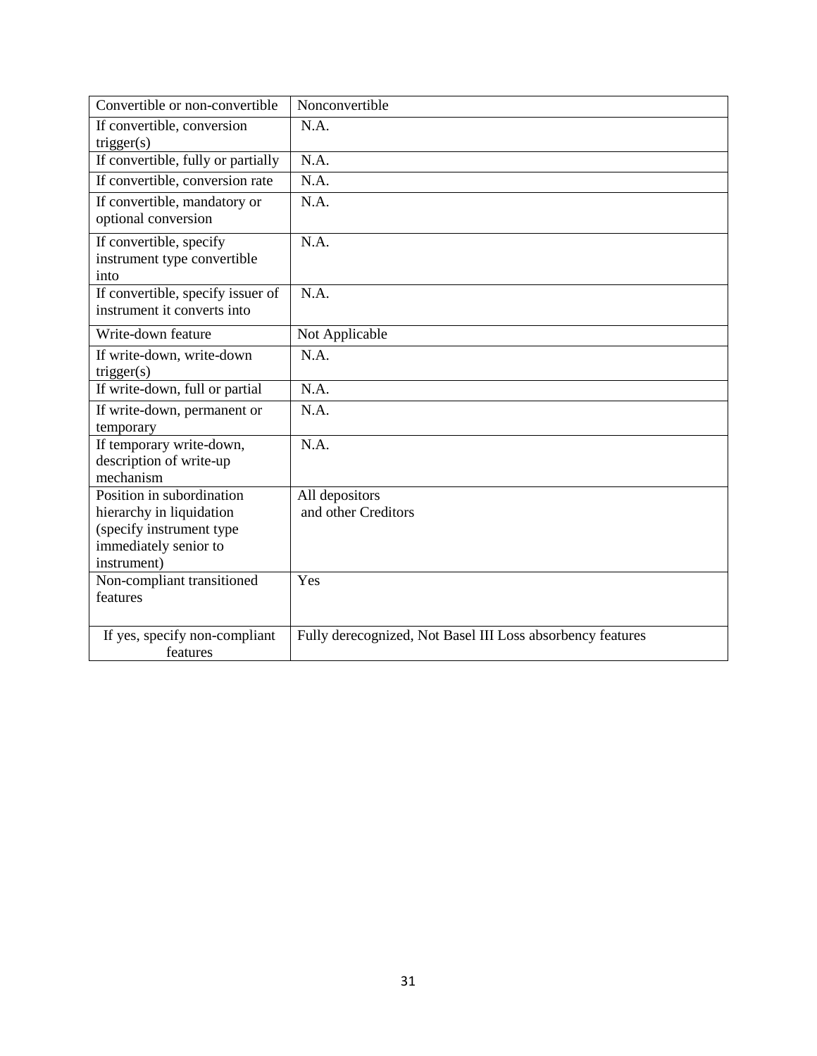| Convertible or non-convertible | Nonconvertible |
|---|---|
| If convertible, conversion trigger(s) | N.A. |
| If convertible, fully or partially | N.A. |
| If convertible, conversion rate | N.A. |
| If convertible, mandatory or optional conversion | N.A. |
| If convertible, specify instrument type convertible into | N.A. |
| If convertible, specify issuer of instrument it converts into | N.A. |
| Write-down feature | Not Applicable |
| If write-down, write-down trigger(s) | N.A. |
| If write-down, full or partial | N.A. |
| If write-down, permanent or temporary | N.A. |
| If temporary write-down, description of write-up mechanism | N.A. |
| Position in subordination hierarchy in liquidation (specify instrument type immediately senior to instrument) | All depositors and other Creditors |
| Non-compliant transitioned features | Yes |
| If yes, specify non-compliant features | Fully derecognized, Not Basel III Loss absorbency features |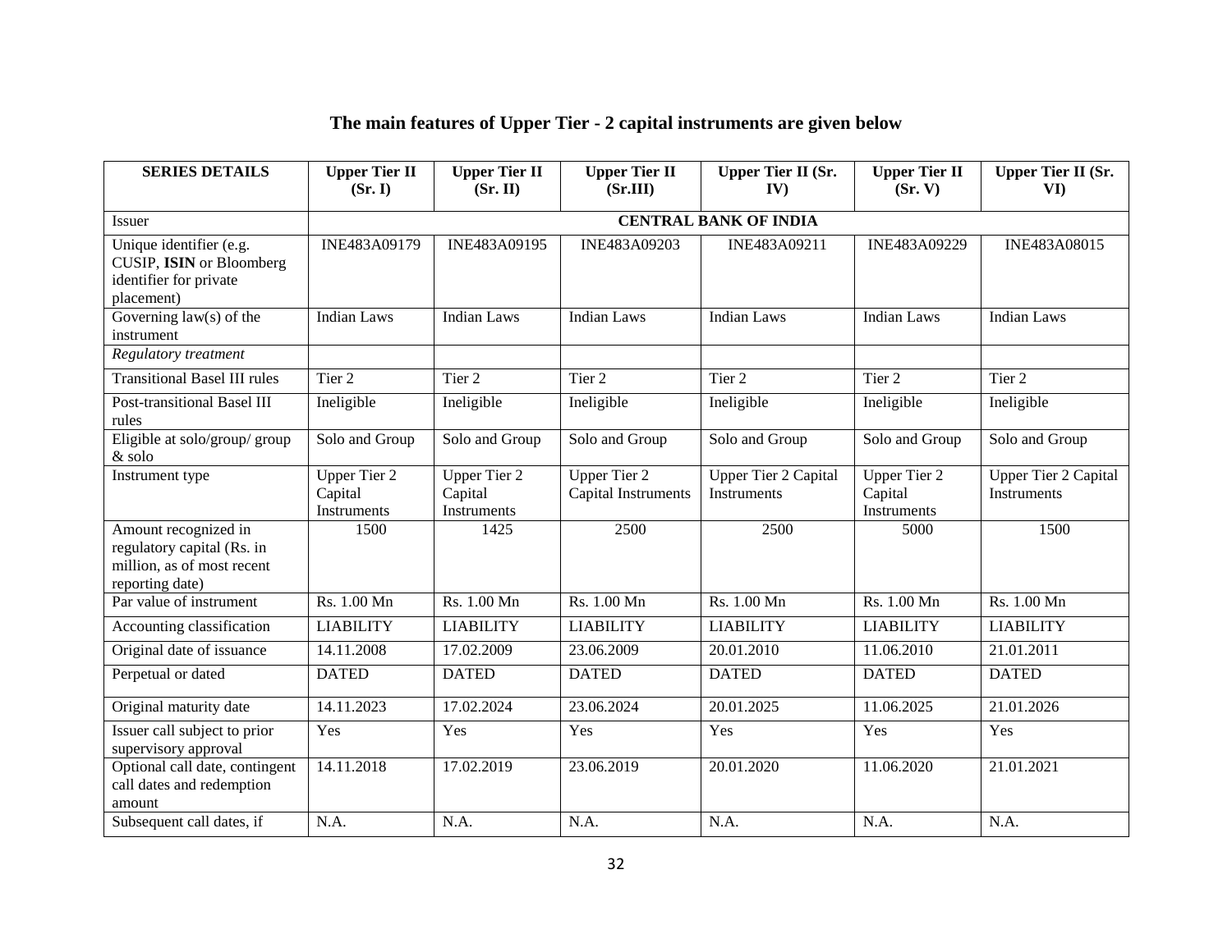## The main features of Upper Tier - 2 capital instruments are given below

| SERIES DETAILS | Upper Tier II (Sr. I) | Upper Tier II (Sr. II) | Upper Tier II (Sr.III) | Upper Tier II (Sr. IV) | Upper Tier II (Sr. V) | Upper Tier II (Sr. VI) |
|---|---|---|---|---|---|---|
| Issuer | CENTRAL BANK OF INDIA | | | | | |
| Unique identifier (e.g. CUSIP, **ISIN** or Bloomberg identifier for private placement) | INE483A09179 | INE483A09195 | INE483A09203 | INE483A09211 | INE483A09229 | INE483A08015 |
| Governing law(s) of the instrument | Indian Laws | Indian Laws | Indian Laws | Indian Laws | Indian Laws | Indian Laws |
| *Regulatory treatment* | | | | | | |
| Transitional Basel III rules | Tier 2 | Tier 2 | Tier 2 | Tier 2 | Tier 2 | Tier 2 |
| Post-transitional Basel III rules | Ineligible | Ineligible | Ineligible | Ineligible | Ineligible | Ineligible |
| Eligible at solo/group/ group & solo | Solo and Group | Solo and Group | Solo and Group | Solo and Group | Solo and Group | Solo and Group |
| Instrument type | Upper Tier 2 Capital Instruments | Upper Tier 2 Capital Instruments | Upper Tier 2 Capital Instruments | Upper Tier 2 Capital Instruments | Upper Tier 2 Capital Instruments | Upper Tier 2 Capital Instruments |
| Amount recognized in regulatory capital (Rs. in million, as of most recent reporting date) | 1500 | 1425 | 2500 | 2500 | 5000 | 1500 |
| Par value of instrument | Rs. 1.00 Mn | Rs. 1.00 Mn | Rs. 1.00 Mn | Rs. 1.00 Mn | Rs. 1.00 Mn | Rs. 1.00 Mn |
| Accounting classification | LIABILITY | LIABILITY | LIABILITY | LIABILITY | LIABILITY | LIABILITY |
| Original date of issuance | 14.11.2008 | 17.02.2009 | 23.06.2009 | 20.01.2010 | 11.06.2010 | 21.01.2011 |
| Perpetual or dated | DATED | DATED | DATED | DATED | DATED | DATED |
| Original maturity date | 14.11.2023 | 17.02.2024 | 23.06.2024 | 20.01.2025 | 11.06.2025 | 21.01.2026 |
| Issuer call subject to prior supervisory approval | Yes | Yes | Yes | Yes | Yes | Yes |
| Optional call date, contingent call dates and redemption amount | 14.11.2018 | 17.02.2019 | 23.06.2019 | 20.01.2020 | 11.06.2020 | 21.01.2021 |
| Subsequent call dates, if | N.A. | N.A. | N.A. | N.A. | N.A. | N.A. |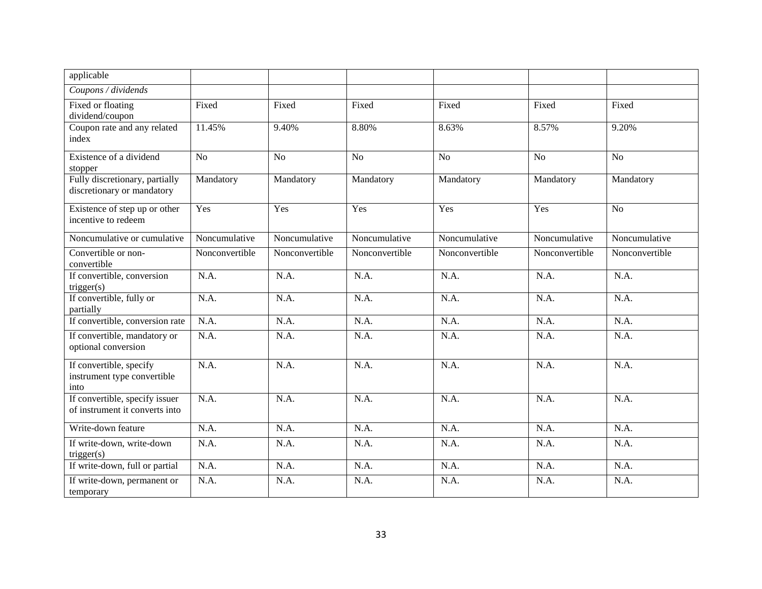| applicable | | | | | | |
|---|---|---|---|---|---|---|
| *Coupons / dividends* | | | | | | |
| Fixed or floating dividend/coupon | Fixed | Fixed | Fixed | Fixed | Fixed | Fixed |
| Coupon rate and any related index | 11.45% | 9.40% | 8.80% | 8.63% | 8.57% | 9.20% |
| Existence of a dividend stopper | No | No | No | No | No | No |
| Fully discretionary, partially discretionary or mandatory | Mandatory | Mandatory | Mandatory | Mandatory | Mandatory | Mandatory |
| Existence of step up or other incentive to redeem | Yes | Yes | Yes | Yes | Yes | No |
| Noncumulative or cumulative | Noncumulative | Noncumulative | Noncumulative | Noncumulative | Noncumulative | Noncumulative |
| Convertible or non-convertible | Nonconvertible | Nonconvertible | Nonconvertible | Nonconvertible | Nonconvertible | Nonconvertible |
| If convertible, conversion trigger(s) | N.A. | N.A. | N.A. | N.A. | N.A. | N.A. |
| If convertible, fully or partially | N.A. | N.A. | N.A. | N.A. | N.A. | N.A. |
| If convertible, conversion rate | N.A. | N.A. | N.A. | N.A. | N.A. | N.A. |
| If convertible, mandatory or optional conversion | N.A. | N.A. | N.A. | N.A. | N.A. | N.A. |
| If convertible, specify instrument type convertible into | N.A. | N.A. | N.A. | N.A. | N.A. | N.A. |
| If convertible, specify issuer of instrument it converts into | N.A. | N.A. | N.A. | N.A. | N.A. | N.A. |
| Write-down feature | N.A. | N.A. | N.A. | N.A. | N.A. | N.A. |
| If write-down, write-down trigger(s) | N.A. | N.A. | N.A. | N.A. | N.A. | N.A. |
| If write-down, full or partial | N.A. | N.A. | N.A. | N.A. | N.A. | N.A. |
| If write-down, permanent or temporary | N.A. | N.A. | N.A. | N.A. | N.A. | N.A. |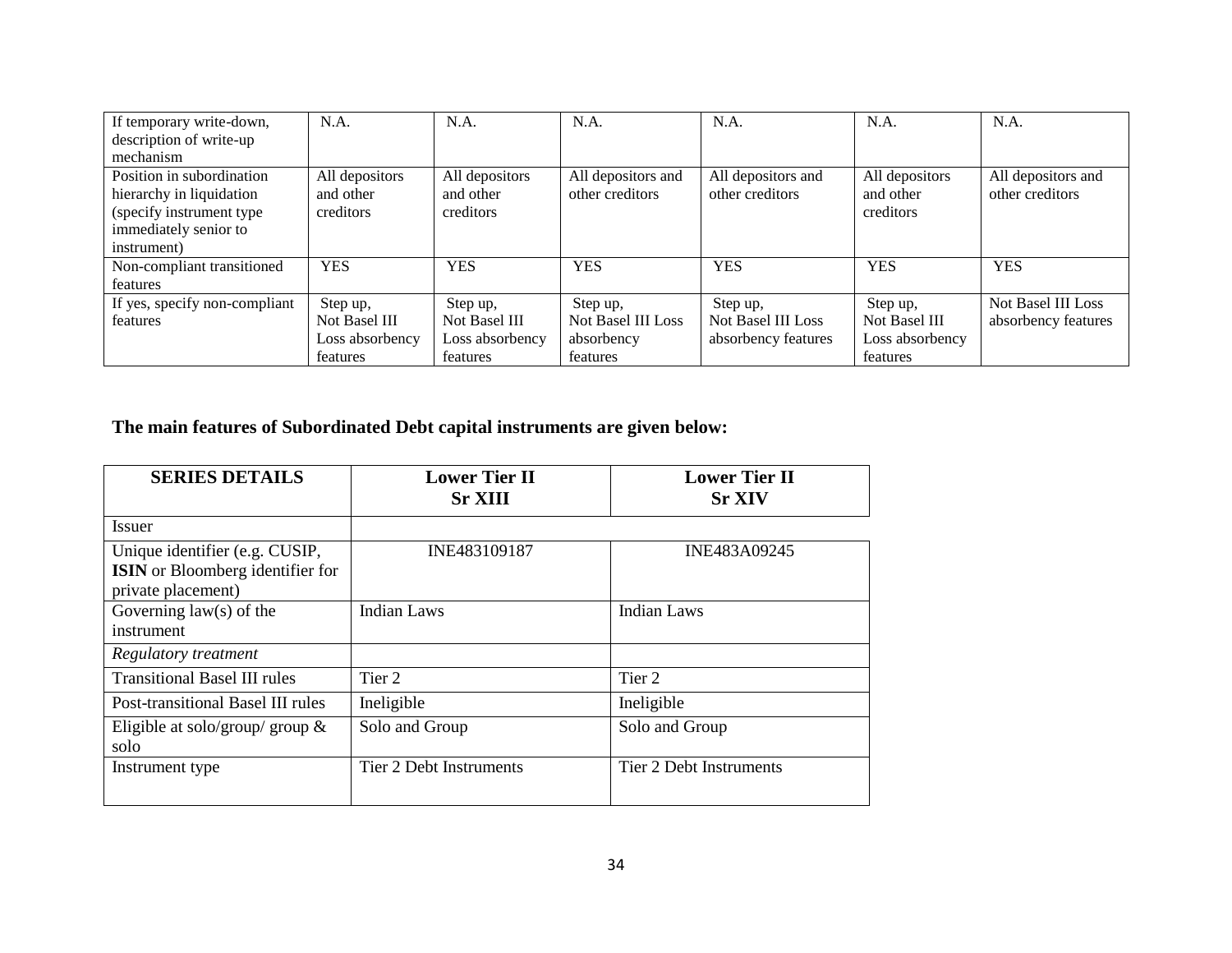| If temporary write-down, description of write-up mechanism | N.A. | N.A. | N.A. | N.A. | N.A. | N.A. |
|---|---|---|---|---|---|---|
| Position in subordination hierarchy in liquidation (specify instrument type immediately senior to instrument) | All depositors and other creditors | All depositors and other creditors | All depositors and other creditors | All depositors and other creditors | All depositors and other creditors | All depositors and other creditors |
| Non-compliant transitioned features | YES | YES | YES | YES | YES | YES |
| If yes, specify non-compliant features | Step up, Not Basel III Loss absorbency features | Step up, Not Basel III Loss absorbency features | Step up, Not Basel III Loss absorbency features | Step up, Not Basel III Loss absorbency features | Step up, Not Basel III Loss absorbency features | Not Basel III Loss absorbency features |

**The main features of Subordinated Debt capital instruments are given below:**

| SERIES DETAILS | Lower Tier II Sr XIII | Lower Tier II Sr XIV |
|---|---|---|
| Issuer | | |
| Unique identifier (e.g. CUSIP, **ISIN** or Bloomberg identifier for private placement) | INE483109187 | INE483A09245 |
| Governing law(s) of the instrument | Indian Laws | Indian Laws |
| *Regulatory treatment* | | |
| Transitional Basel III rules | Tier 2 | Tier 2 |
| Post-transitional Basel III rules | Ineligible | Ineligible |
| Eligible at solo/group/ group & solo | Solo and Group | Solo and Group |
| Instrument type | Tier 2 Debt Instruments | Tier 2 Debt Instruments |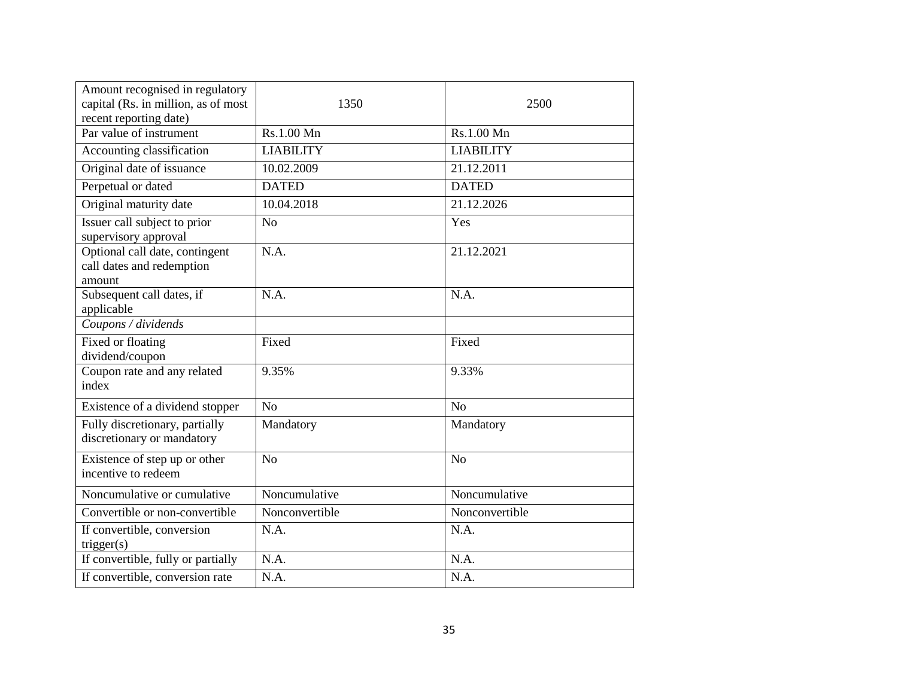| Amount recognised in regulatory capital (Rs. in million, as of most recent reporting date) | 1350 | 2500 |
|---|---|---|
| Par value of instrument | Rs.1.00 Mn | Rs.1.00 Mn |
| Accounting classification | LIABILITY | LIABILITY |
| Original date of issuance | 10.02.2009 | 21.12.2011 |
| Perpetual or dated | DATED | DATED |
| Original maturity date | 10.04.2018 | 21.12.2026 |
| Issuer call subject to prior supervisory approval | No | Yes |
| Optional call date, contingent call dates and redemption amount | N.A. | 21.12.2021 |
| Subsequent call dates, if applicable | N.A. | N.A. |
| *Coupons / dividends* | | |
| Fixed or floating dividend/coupon | Fixed | Fixed |
| Coupon rate and any related index | 9.35% | 9.33% |
| Existence of a dividend stopper | No | No |
| Fully discretionary, partially discretionary or mandatory | Mandatory | Mandatory |
| Existence of step up or other incentive to redeem | No | No |
| Noncumulative or cumulative | Noncumulative | Noncumulative |
| Convertible or non-convertible | Nonconvertible | Nonconvertible |
| If convertible, conversion trigger(s) | N.A. | N.A. |
| If convertible, fully or partially | N.A. | N.A. |
| If convertible, conversion rate | N.A. | N.A. |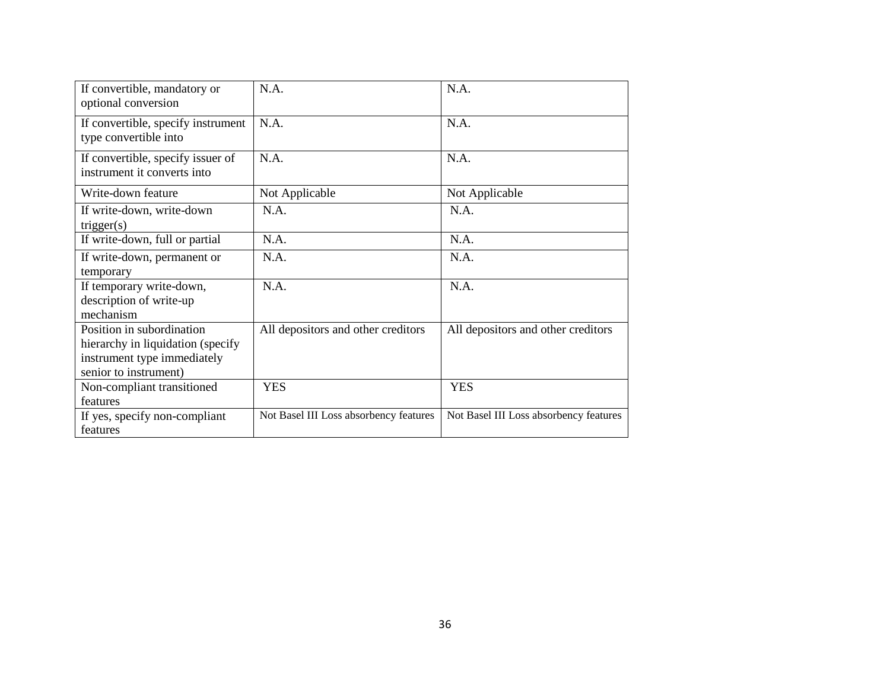| | | |
|---|---|---|
| If convertible, mandatory or optional conversion | N.A. | N.A. |
| If convertible, specify instrument type convertible into | N.A. | N.A. |
| If convertible, specify issuer of instrument it converts into | N.A. | N.A. |
| Write-down feature | Not Applicable | Not Applicable |
| If write-down, write-down trigger(s) | N.A. | N.A. |
| If write-down, full or partial | N.A. | N.A. |
| If write-down, permanent or temporary | N.A. | N.A. |
| If temporary write-down, description of write-up mechanism | N.A. | N.A. |
| Position in subordination hierarchy in liquidation (specify instrument type immediately senior to instrument) | All depositors and other creditors | All depositors and other creditors |
| Non-compliant transitioned features | YES | YES |
| If yes, specify non-compliant features | Not Basel III Loss absorbency features | Not Basel III Loss absorbency features |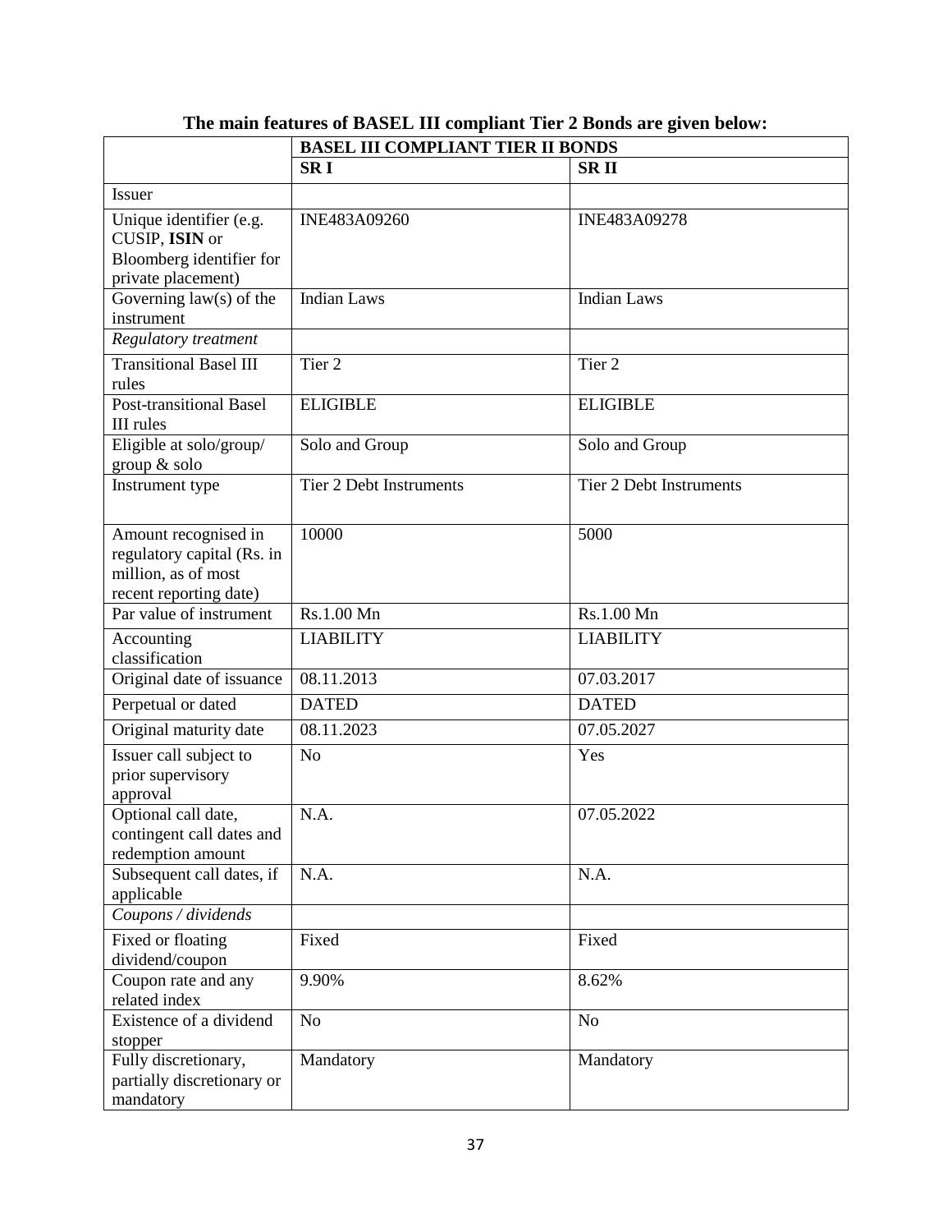**The main features of BASEL III compliant Tier 2 Bonds are given below:**

| | **BASEL III COMPLIANT TIER II BONDS** | |
|---|---|---|
| | **SR I** | **SR II** |
| Issuer | | |
| Unique identifier (e.g. CUSIP, **ISIN** or Bloomberg identifier for private placement) | INE483A09260 | INE483A09278 |
| Governing law(s) of the instrument | Indian Laws | Indian Laws |
| *Regulatory treatment* | | |
| Transitional Basel III rules | Tier 2 | Tier 2 |
| Post-transitional Basel III rules | ELIGIBLE | ELIGIBLE |
| Eligible at solo/group/ group & solo | Solo and Group | Solo and Group |
| Instrument type | Tier 2 Debt Instruments | Tier 2 Debt Instruments |
| Amount recognised in regulatory capital (Rs. in million, as of most recent reporting date) | 10000 | 5000 |
| Par value of instrument | Rs.1.00 Mn | Rs.1.00 Mn |
| Accounting classification | LIABILITY | LIABILITY |
| Original date of issuance | 08.11.2013 | 07.03.2017 |
| Perpetual or dated | DATED | DATED |
| Original maturity date | 08.11.2023 | 07.05.2027 |
| Issuer call subject to prior supervisory approval | No | Yes |
| Optional call date, contingent call dates and redemption amount | N.A. | 07.05.2022 |
| Subsequent call dates, if applicable | N.A. | N.A. |
| *Coupons / dividends* | | |
| Fixed or floating dividend/coupon | Fixed | Fixed |
| Coupon rate and any related index | 9.90% | 8.62% |
| Existence of a dividend stopper | No | No |
| Fully discretionary, partially discretionary or mandatory | Mandatory | Mandatory |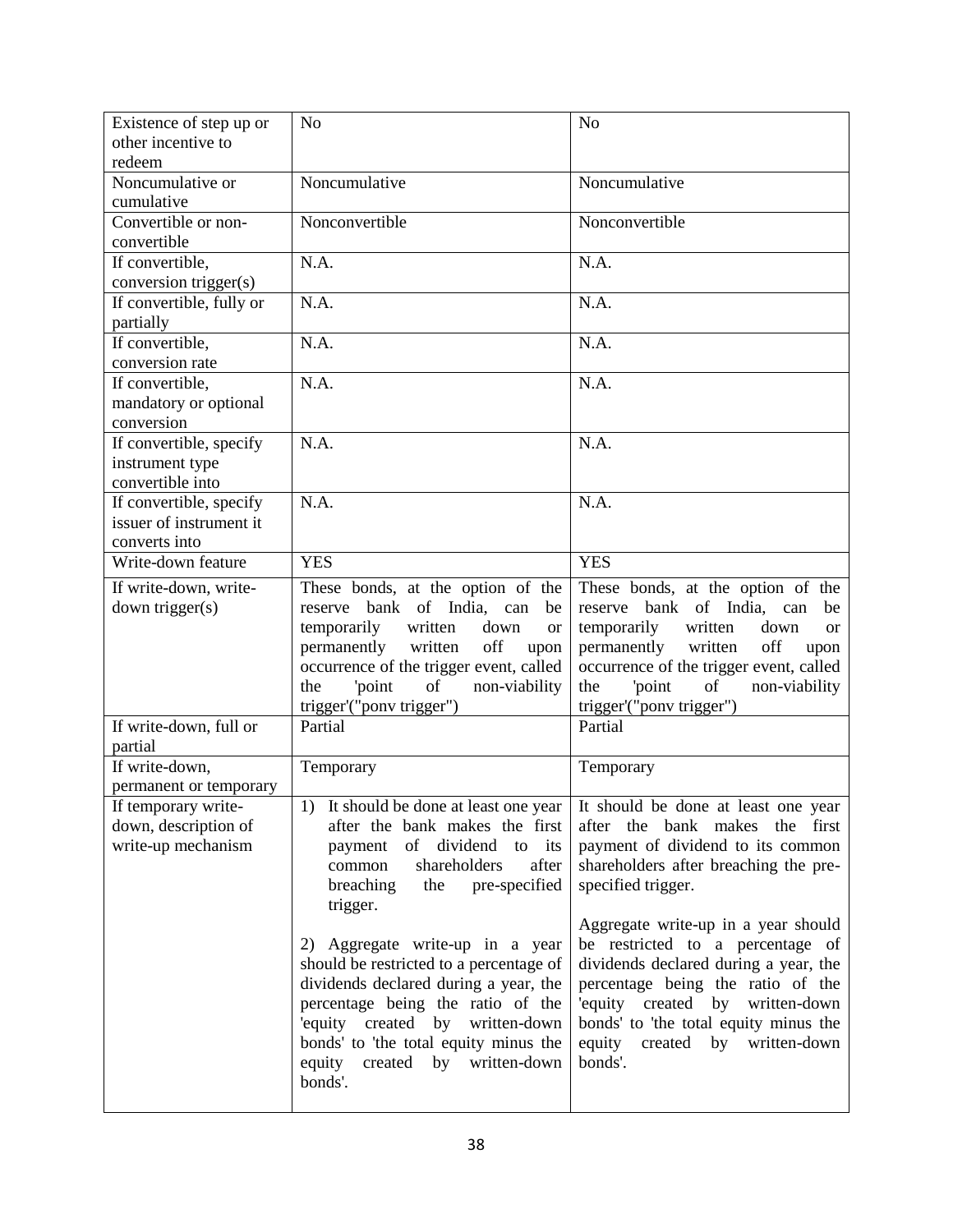| | | |
|---|---|---|
| Existence of step up or other incentive to redeem | No | No |
| Noncumulative or cumulative | Noncumulative | Noncumulative |
| Convertible or non-convertible | Nonconvertible | Nonconvertible |
| If convertible, conversion trigger(s) | N.A. | N.A. |
| If convertible, fully or partially | N.A. | N.A. |
| If convertible, conversion rate | N.A. | N.A. |
| If convertible, mandatory or optional conversion | N.A. | N.A. |
| If convertible, specify instrument type convertible into | N.A. | N.A. |
| If convertible, specify issuer of instrument it converts into | N.A. | N.A. |
| Write-down feature | YES | YES |
| If write-down, write-down trigger(s) | These bonds, at the option of the reserve bank of India, can be temporarily written down or permanently written off upon occurrence of the trigger event, called the 'point of non-viability trigger'("ponv trigger") | These bonds, at the option of the reserve bank of India, can be temporarily written down or permanently written off upon occurrence of the trigger event, called the 'point of non-viability trigger'("ponv trigger") |
| If write-down, full or partial | Partial | Partial |
| If write-down, permanent or temporary | Temporary | Temporary |
| If temporary write-down, description of write-up mechanism | 1) It should be done at least one year after the bank makes the first payment of dividend to its common shareholders after breaching the pre-specified trigger.<br><br>2) Aggregate write-up in a year should be restricted to a percentage of dividends declared during a year, the percentage being the ratio of the 'equity created by written-down bonds' to 'the total equity minus the equity created by written-down bonds'. | It should be done at least one year after the bank makes the first payment of dividend to its common shareholders after breaching the pre-specified trigger.<br><br>Aggregate write-up in a year should be restricted to a percentage of dividends declared during a year, the percentage being the ratio of the 'equity created by written-down bonds' to 'the total equity minus the equity created by written-down bonds'. |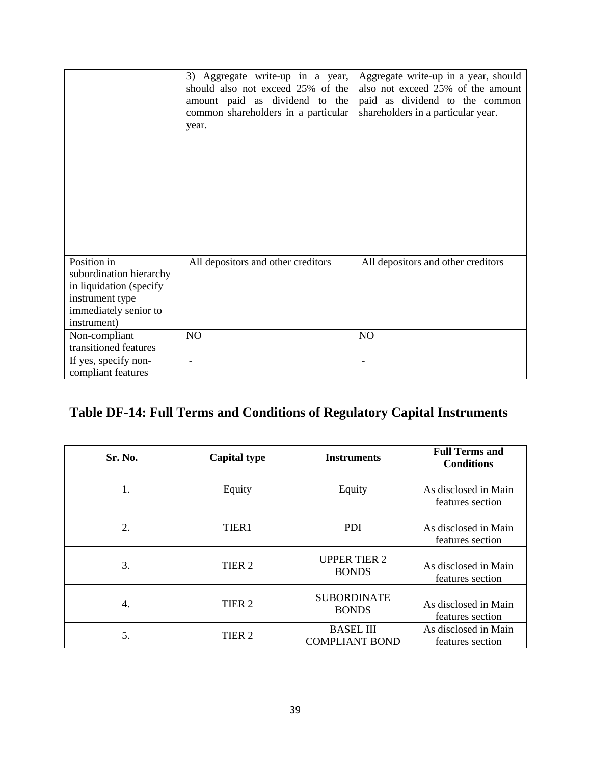|  | 3) Aggregate write-up in a year, should also not exceed 25% of the amount paid as dividend to the common shareholders in a particular year. | Aggregate write-up in a year, should also not exceed 25% of the amount paid as dividend to the common shareholders in a particular year. |
|---|---|---|
| Position in subordination hierarchy in liquidation (specify instrument type immediately senior to instrument) | All depositors and other creditors | All depositors and other creditors |
| Non-compliant transitioned features | NO | NO |
| If yes, specify non-compliant features | - | - |

## Table DF-14: Full Terms and Conditions of Regulatory Capital Instruments

| Sr. No. | Capital type | Instruments | Full Terms and Conditions |
|---|---|---|---|
| 1. | Equity | Equity | As disclosed in Main features section |
| 2. | TIER1 | PDI | As disclosed in Main features section |
| 3. | TIER 2 | UPPER TIER 2 BONDS | As disclosed in Main features section |
| 4. | TIER 2 | SUBORDINATE BONDS | As disclosed in Main features section |
| 5. | TIER 2 | BASEL III COMPLIANT BOND | As disclosed in Main features section |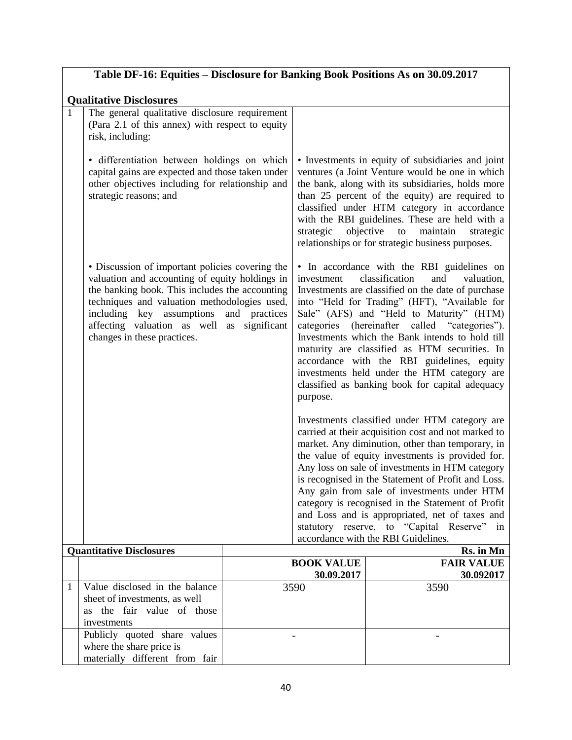## Table DF-16: Equities – Disclosure for Banking Book Positions As on 30.09.2017

### Qualitative Disclosures

| | | |
|---|---|---|
| 1 | The general qualitative disclosure requirement (Para 2.1 of this annex) with respect to equity risk, including: | |
| | • differentiation between holdings on which capital gains are expected and those taken under other objectives including for relationship and strategic reasons; and | • Investments in equity of subsidiaries and joint ventures (a Joint Venture would be one in which the bank, along with its subsidiaries, holds more than 25 percent of the equity) are required to classified under HTM category in accordance with the RBI guidelines. These are held with a strategic objective to maintain strategic relationships or for strategic business purposes. |
| | • Discussion of important policies covering the valuation and accounting of equity holdings in the banking book. This includes the accounting techniques and valuation methodologies used, including key assumptions and practices affecting valuation as well as significant changes in these practices. | • In accordance with the RBI guidelines on investment classification and valuation, Investments are classified on the date of purchase into "Held for Trading" (HFT), "Available for Sale" (AFS) and "Held to Maturity" (HTM) categories (hereinafter called "categories"). Investments which the Bank intends to hold till maturity are classified as HTM securities. In accordance with the RBI guidelines, equity investments held under the HTM category are classified as banking book for capital adequacy purpose.<br><br>Investments classified under HTM category are carried at their acquisition cost and not marked to market. Any diminution, other than temporary, in the value of equity investments is provided for. Any loss on sale of investments in HTM category is recognised in the Statement of Profit and Loss. Any gain from sale of investments under HTM category is recognised in the Statement of Profit and Loss and is appropriated, net of taxes and statutory reserve, to "Capital Reserve" in accordance with the RBI Guidelines. |

### Quantitative Disclosures

Rs. in Mn

| | | BOOK VALUE 30.09.2017 | FAIR VALUE 30.092017 |
|---|---|---|---|
| 1 | Value disclosed in the balance sheet of investments, as well as the fair value of those investments | 3590 | 3590 |
| | Publicly quoted share values where the share price is materially different from fair | - | - |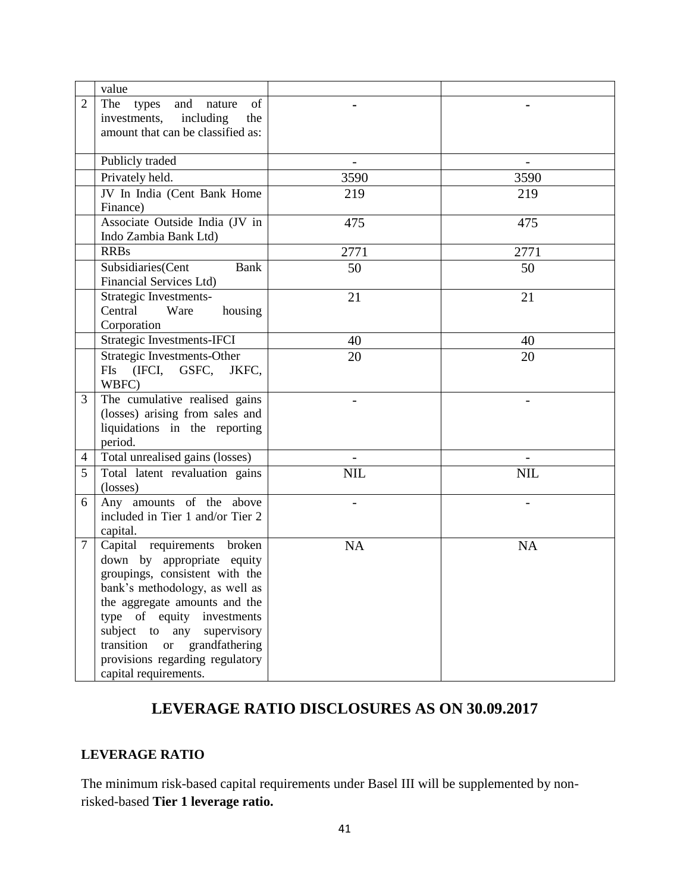| | value | | |
|---|---|---|---|
| 2 | The types and nature of investments, including the amount that can be classified as: | - | - |
| | Publicly traded | - | - |
| | Privately held. | 3590 | 3590 |
| | JV In India (Cent Bank Home Finance) | 219 | 219 |
| | Associate Outside India (JV in Indo Zambia Bank Ltd) | 475 | 475 |
| | RRBs | 2771 | 2771 |
| | Subsidiaries(Cent Bank Financial Services Ltd) | 50 | 50 |
| | Strategic Investments- Central Ware housing Corporation | 21 | 21 |
| | Strategic Investments-IFCI | 40 | 40 |
| | Strategic Investments-Other FIs (IFCI, GSFC, JKFC, WBFC) | 20 | 20 |
| 3 | The cumulative realised gains (losses) arising from sales and liquidations in the reporting period. | - | - |
| 4 | Total unrealised gains (losses) | - | - |
| 5 | Total latent revaluation gains (losses) | NIL | NIL |
| 6 | Any amounts of the above included in Tier 1 and/or Tier 2 capital. | - | - |
| 7 | Capital requirements broken down by appropriate equity groupings, consistent with the bank's methodology, as well as the aggregate amounts and the type of equity investments subject to any supervisory transition or grandfathering provisions regarding regulatory capital requirements. | NA | NA |

## LEVERAGE RATIO DISCLOSURES AS ON 30.09.2017

### LEVERAGE RATIO

The minimum risk-based capital requirements under Basel III will be supplemented by non-risked-based **Tier 1 leverage ratio.**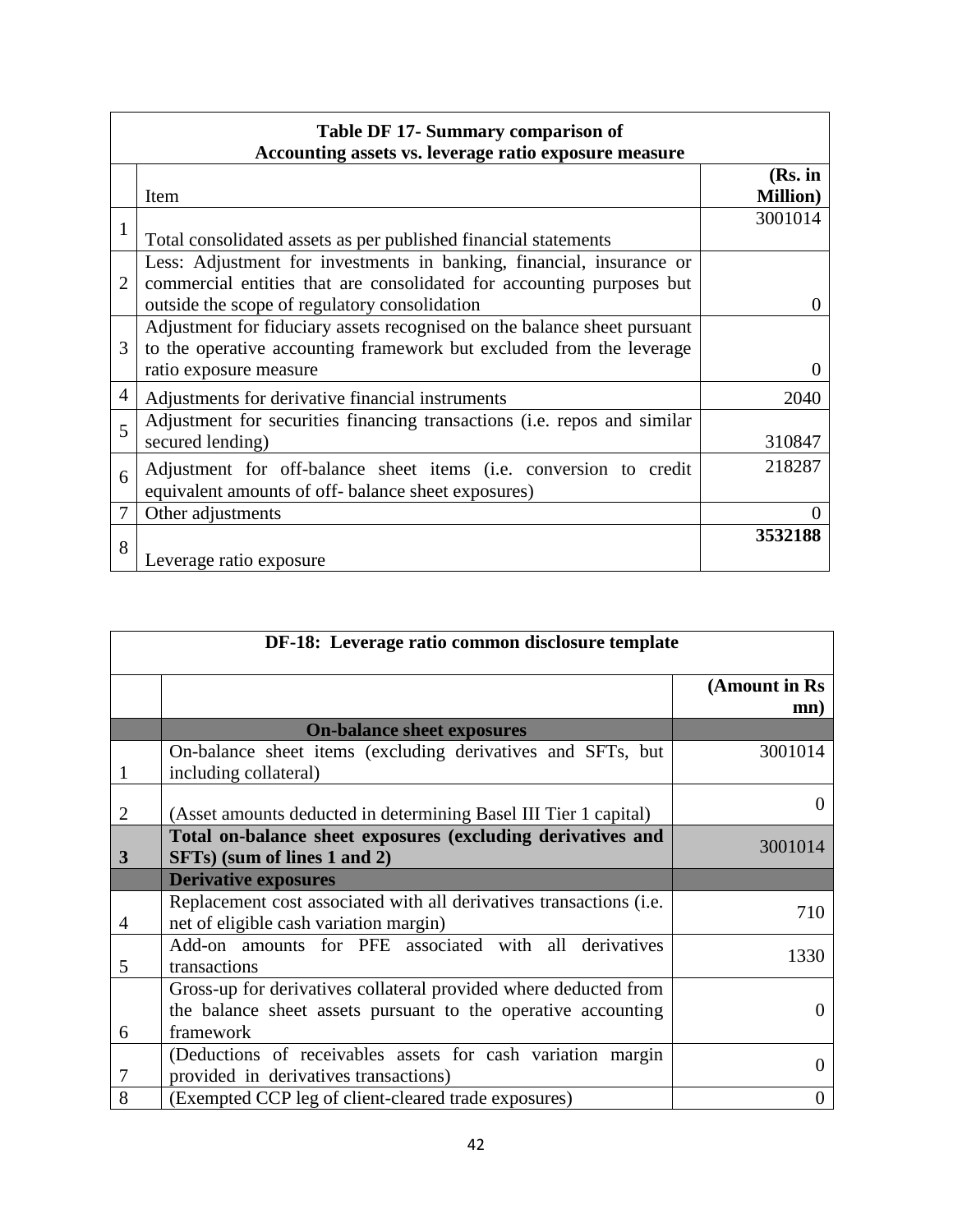| Table DF 17- Summary comparison of Accounting assets vs. leverage ratio exposure measure | | |
|---|---|---|
| | Item | (Rs. in Million) |
| 1 | Total consolidated assets as per published financial statements | 3001014 |
| 2 | Less: Adjustment for investments in banking, financial, insurance or commercial entities that are consolidated for accounting purposes but outside the scope of regulatory consolidation | 0 |
| 3 | Adjustment for fiduciary assets recognised on the balance sheet pursuant to the operative accounting framework but excluded from the leverage ratio exposure measure | 0 |
| 4 | Adjustments for derivative financial instruments | 2040 |
| 5 | Adjustment for securities financing transactions (i.e. repos and similar secured lending) | 310847 |
| 6 | Adjustment for off-balance sheet items (i.e. conversion to credit equivalent amounts of off- balance sheet exposures) | 218287 |
| 7 | Other adjustments | 0 |
| 8 | Leverage ratio exposure | **3532188** |

| DF-18: Leverage ratio common disclosure template | | |
|---|---|---|
| | | (Amount in Rs mn) |
| | **On-balance sheet exposures** | |
| 1 | On-balance sheet items (excluding derivatives and SFTs, but including collateral) | 3001014 |
| 2 | (Asset amounts deducted in determining Basel III Tier 1 capital) | 0 |
| **3** | **Total on-balance sheet exposures (excluding derivatives and SFTs) (sum of lines 1 and 2)** | 3001014 |
| | **Derivative exposures** | |
| 4 | Replacement cost associated with all derivatives transactions (i.e. net of eligible cash variation margin) | 710 |
| 5 | Add-on amounts for PFE associated with all derivatives transactions | 1330 |
| 6 | Gross-up for derivatives collateral provided where deducted from the balance sheet assets pursuant to the operative accounting framework | 0 |
| 7 | (Deductions of receivables assets for cash variation margin provided in derivatives transactions) | 0 |
| 8 | (Exempted CCP leg of client-cleared trade exposures) | 0 |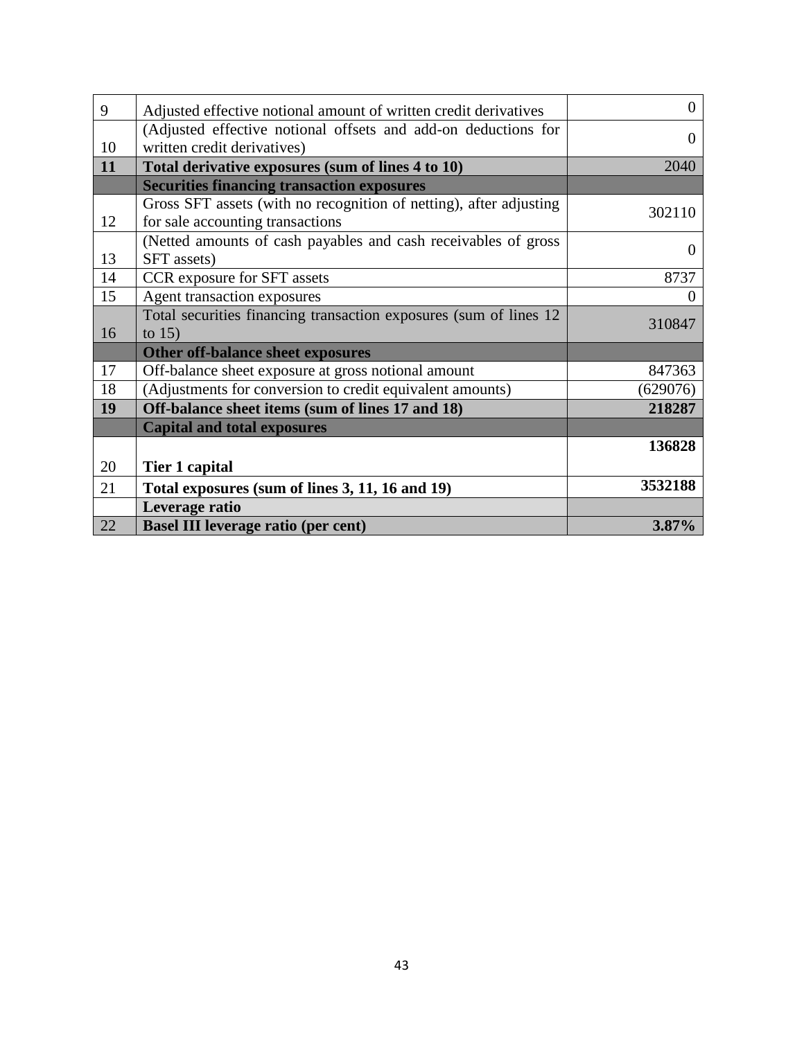| | | |
|---|---|---|
| 9 | Adjusted effective notional amount of written credit derivatives | 0 |
| 10 | (Adjusted effective notional offsets and add-on deductions for written credit derivatives) | 0 |
| **11** | **Total derivative exposures (sum of lines 4 to 10)** | 2040 |
| | **Securities financing transaction exposures** | |
| 12 | Gross SFT assets (with no recognition of netting), after adjusting for sale accounting transactions | 302110 |
| 13 | (Netted amounts of cash payables and cash receivables of gross SFT assets) | 0 |
| 14 | CCR exposure for SFT assets | 8737 |
| 15 | Agent transaction exposures | 0 |
| 16 | Total securities financing transaction exposures (sum of lines 12 to 15) | 310847 |
| | **Other off-balance sheet exposures** | |
| 17 | Off-balance sheet exposure at gross notional amount | 847363 |
| 18 | (Adjustments for conversion to credit equivalent amounts) | (629076) |
| **19** | **Off-balance sheet items (sum of lines 17 and 18)** | **218287** |
| | **Capital and total exposures** | |
| 20 | **Tier 1 capital** | **136828** |
| 21 | **Total exposures (sum of lines 3, 11, 16 and 19)** | **3532188** |
| | **Leverage ratio** | |
| 22 | **Basel III leverage ratio (per cent)** | **3.87%** |